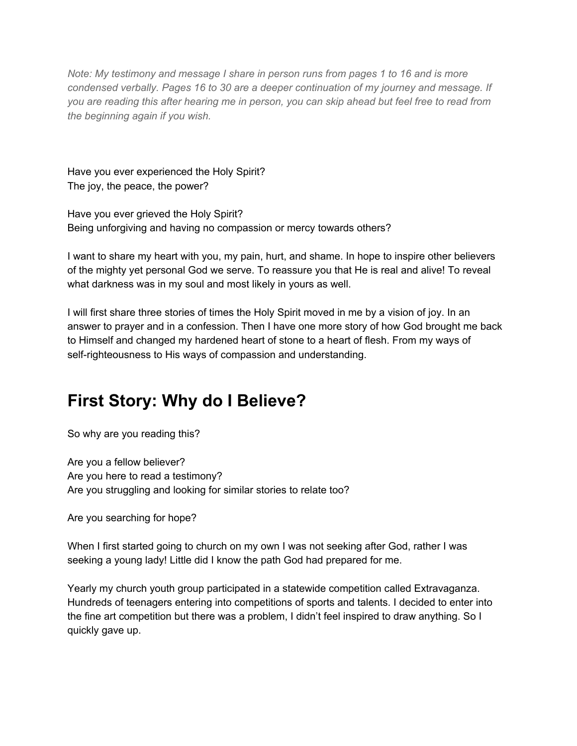*Note: My testimony and message I share in person runs from pages 1 to 16 and is more condensed verbally. Pages 16 to 30 are a deeper continuation of my journey and message. If you are reading this after hearing me in person, you can skip ahead but feel free to read from the beginning again if you wish.*

Have you ever experienced the Holy Spirit?
The joy, the peace, the power?

Have you ever grieved the Holy Spirit?
Being unforgiving and having no compassion or mercy towards others?

I want to share my heart with you, my pain, hurt, and shame. In hope to inspire other believers of the mighty yet personal God we serve. To reassure you that He is real and alive! To reveal what darkness was in my soul and most likely in yours as well.

I will first share three stories of times the Holy Spirit moved in me by a vision of joy. In an answer to prayer and in a confession. Then I have one more story of how God brought me back to Himself and changed my hardened heart of stone to a heart of flesh. From my ways of self-righteousness to His ways of compassion and understanding.

# First Story: Why do I Believe?

So why are you reading this?

Are you a fellow believer?
Are you here to read a testimony?
Are you struggling and looking for similar stories to relate too?

Are you searching for hope?

When I first started going to church on my own I was not seeking after God, rather I was seeking a young lady! Little did I know the path God had prepared for me.

Yearly my church youth group participated in a statewide competition called Extravaganza. Hundreds of teenagers entering into competitions of sports and talents. I decided to enter into the fine art competition but there was a problem, I didn't feel inspired to draw anything. So I quickly gave up.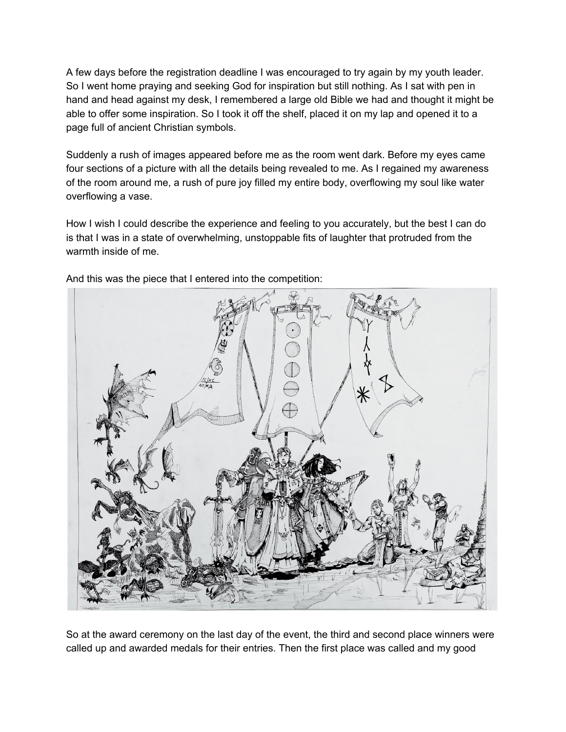A few days before the registration deadline I was encouraged to try again by my youth leader. So I went home praying and seeking God for inspiration but still nothing. As I sat with pen in hand and head against my desk, I remembered a large old Bible we had and thought it might be able to offer some inspiration. So I took it off the shelf, placed it on my lap and opened it to a page full of ancient Christian symbols.

Suddenly a rush of images appeared before me as the room went dark. Before my eyes came four sections of a picture with all the details being revealed to me. As I regained my awareness of the room around me, a rush of pure joy filled my entire body, overflowing my soul like water overflowing a vase.

How I wish I could describe the experience and feeling to you accurately, but the best I can do is that I was in a state of overwhelming, unstoppable fits of laughter that protruded from the warmth inside of me.

And this was the piece that I entered into the competition:

So at the award ceremony on the last day of the event, the third and second place winners were called up and awarded medals for their entries. Then the first place was called and my good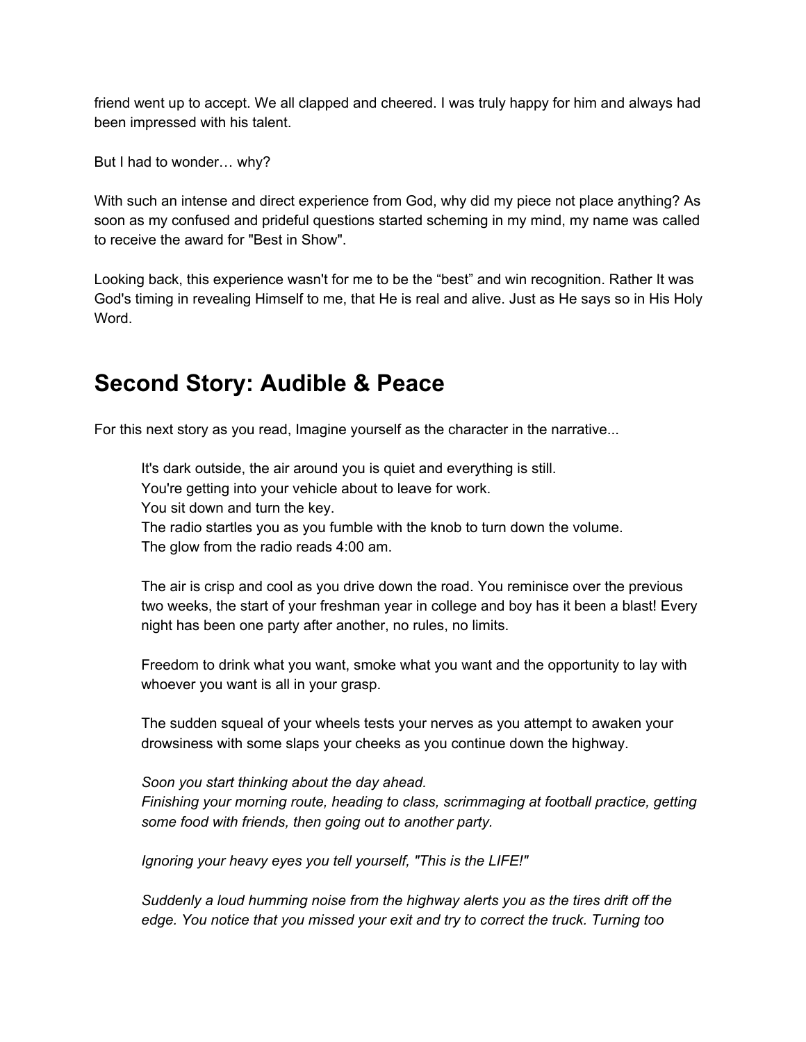friend went up to accept. We all clapped and cheered. I was truly happy for him and always had been impressed with his talent.

But I had to wonder… why?

With such an intense and direct experience from God, why did my piece not place anything? As soon as my confused and prideful questions started scheming in my mind, my name was called to receive the award for "Best in Show".

Looking back, this experience wasn't for me to be the “best” and win recognition. Rather It was God's timing in revealing Himself to me, that He is real and alive. Just as He says so in His Holy Word.

## Second Story: Audible & Peace

For this next story as you read, Imagine yourself as the character in the narrative...

> It's dark outside, the air around you is quiet and everything is still.
> You're getting into your vehicle about to leave for work.
> You sit down and turn the key.
> The radio startles you as you fumble with the knob to turn down the volume.
> The glow from the radio reads 4:00 am.
>
> The air is crisp and cool as you drive down the road. You reminisce over the previous two weeks, the start of your freshman year in college and boy has it been a blast! Every night has been one party after another, no rules, no limits.
>
> Freedom to drink what you want, smoke what you want and the opportunity to lay with whoever you want is all in your grasp.
>
> The sudden squeal of your wheels tests your nerves as you attempt to awaken your drowsiness with some slaps your cheeks as you continue down the highway.
>
> *Soon you start thinking about the day ahead.*
> *Finishing your morning route, heading to class, scrimmaging at football practice, getting some food with friends, then going out to another party.*
>
> *Ignoring your heavy eyes you tell yourself, "This is the LIFE!"*
>
> *Suddenly a loud humming noise from the highway alerts you as the tires drift off the edge. You notice that you missed your exit and try to correct the truck. Turning too*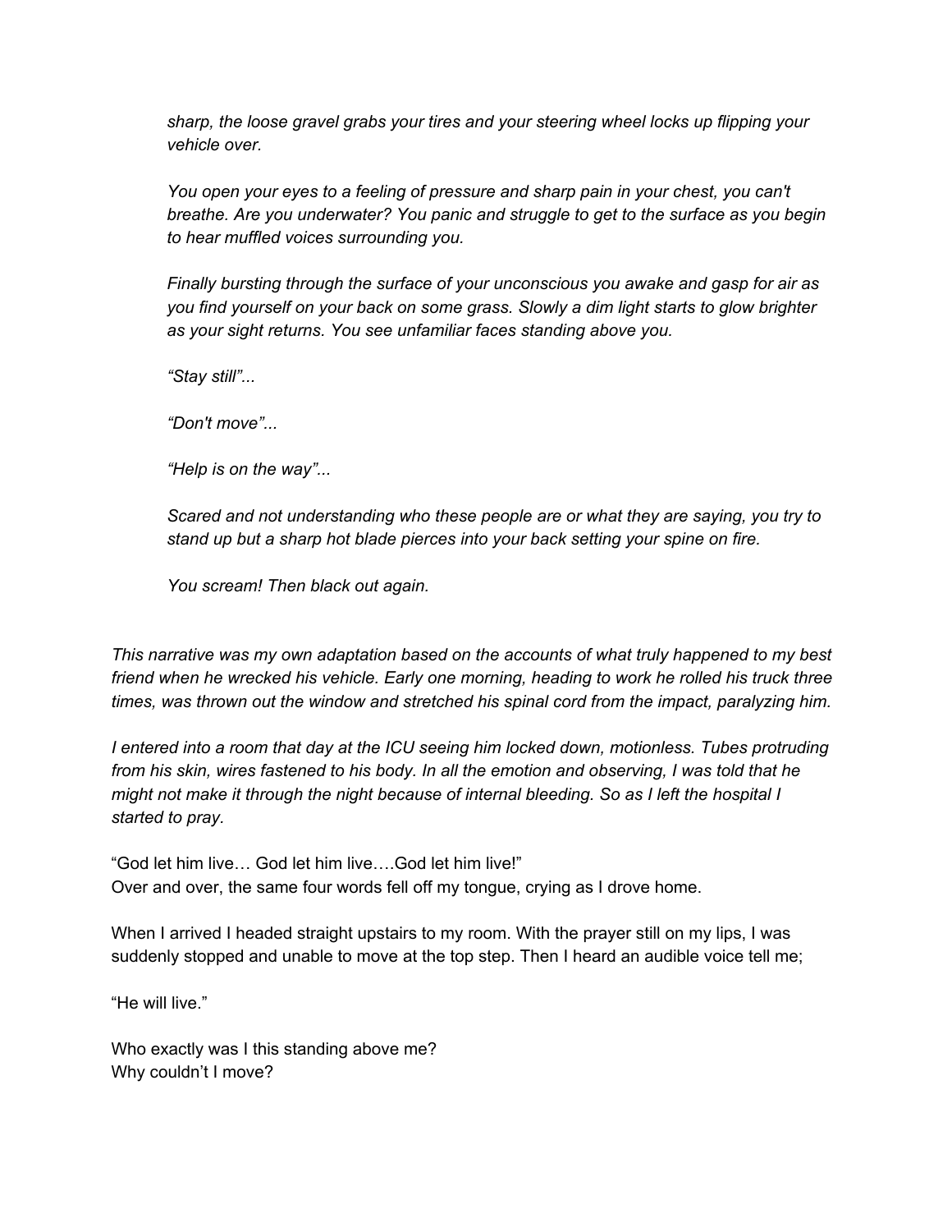*sharp, the loose gravel grabs your tires and your steering wheel locks up flipping your vehicle over.*

*You open your eyes to a feeling of pressure and sharp pain in your chest, you can't breathe. Are you underwater? You panic and struggle to get to the surface as you begin to hear muffled voices surrounding you.*

*Finally bursting through the surface of your unconscious you awake and gasp for air as you find yourself on your back on some grass. Slowly a dim light starts to glow brighter as your sight returns. You see unfamiliar faces standing above you.*

*"Stay still"...*

*"Don't move"...*

*"Help is on the way"...*

*Scared and not understanding who these people are or what they are saying, you try to stand up but a sharp hot blade pierces into your back setting your spine on fire.*

*You scream! Then black out again.*

*This narrative was my own adaptation based on the accounts of what truly happened to my best friend when he wrecked his vehicle. Early one morning, heading to work he rolled his truck three times, was thrown out the window and stretched his spinal cord from the impact, paralyzing him.*

*I entered into a room that day at the ICU seeing him locked down, motionless. Tubes protruding from his skin, wires fastened to his body. In all the emotion and observing, I was told that he might not make it through the night because of internal bleeding. So as I left the hospital I started to pray.*

"God let him live… God let him live….God let him live!"
Over and over, the same four words fell off my tongue, crying as I drove home.

When I arrived I headed straight upstairs to my room. With the prayer still on my lips, I was suddenly stopped and unable to move at the top step. Then I heard an audible voice tell me;

"He will live."

Who exactly was I this standing above me?
Why couldn't I move?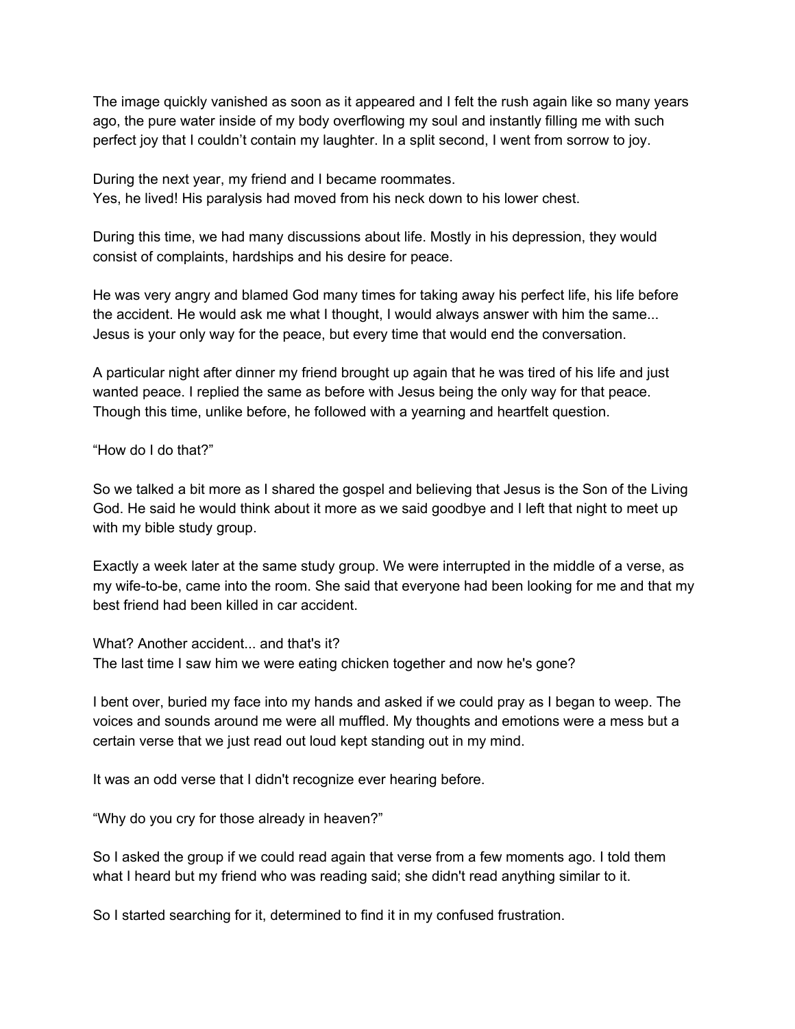The image quickly vanished as soon as it appeared and I felt the rush again like so many years ago, the pure water inside of my body overflowing my soul and instantly filling me with such perfect joy that I couldn't contain my laughter. In a split second, I went from sorrow to joy.

During the next year, my friend and I became roommates.
Yes, he lived! His paralysis had moved from his neck down to his lower chest.

During this time, we had many discussions about life. Mostly in his depression, they would consist of complaints, hardships and his desire for peace.

He was very angry and blamed God many times for taking away his perfect life, his life before the accident. He would ask me what I thought, I would always answer with him the same... Jesus is your only way for the peace, but every time that would end the conversation.

A particular night after dinner my friend brought up again that he was tired of his life and just wanted peace. I replied the same as before with Jesus being the only way for that peace. Though this time, unlike before, he followed with a yearning and heartfelt question.

"How do I do that?"

So we talked a bit more as I shared the gospel and believing that Jesus is the Son of the Living God. He said he would think about it more as we said goodbye and I left that night to meet up with my bible study group.

Exactly a week later at the same study group. We were interrupted in the middle of a verse, as my wife-to-be, came into the room. She said that everyone had been looking for me and that my best friend had been killed in car accident.

What? Another accident... and that's it?
The last time I saw him we were eating chicken together and now he's gone?

I bent over, buried my face into my hands and asked if we could pray as I began to weep. The voices and sounds around me were all muffled. My thoughts and emotions were a mess but a certain verse that we just read out loud kept standing out in my mind.

It was an odd verse that I didn't recognize ever hearing before.

"Why do you cry for those already in heaven?"

So I asked the group if we could read again that verse from a few moments ago. I told them what I heard but my friend who was reading said; she didn't read anything similar to it.

So I started searching for it, determined to find it in my confused frustration.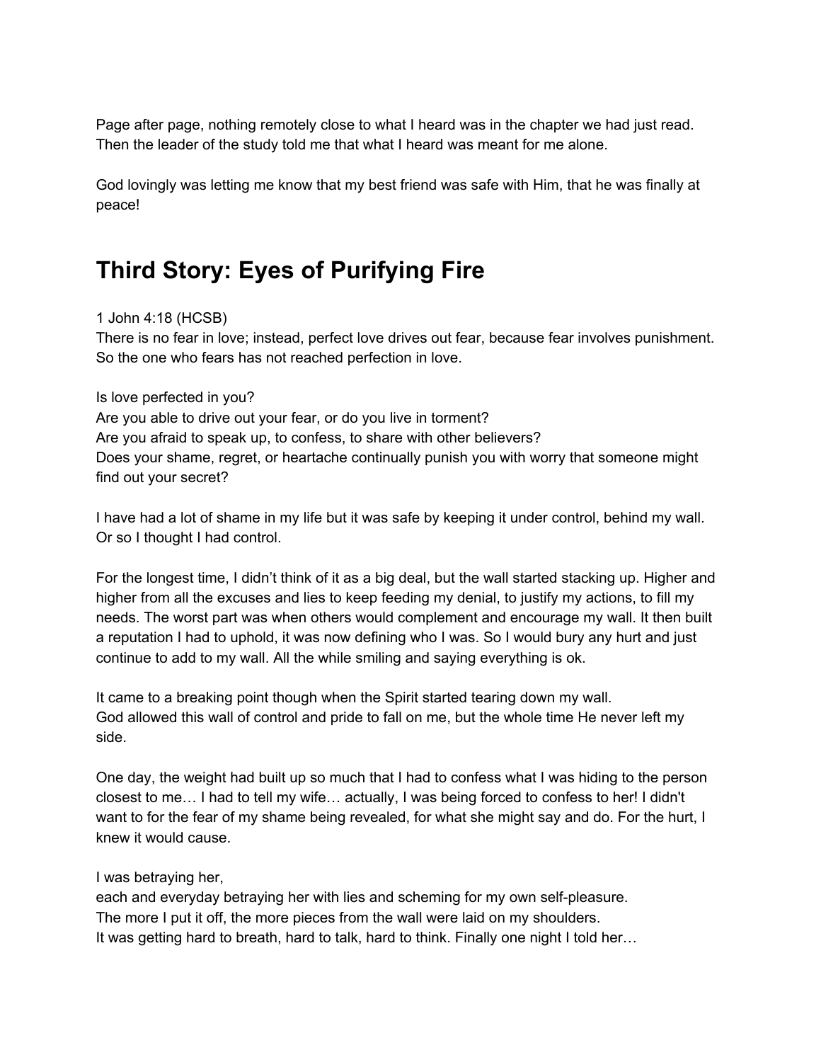Page after page, nothing remotely close to what I heard was in the chapter we had just read. Then the leader of the study told me that what I heard was meant for me alone.

God lovingly was letting me know that my best friend was safe with Him, that he was finally at peace!

# Third Story: Eyes of Purifying Fire

1 John 4:18 (HCSB)
There is no fear in love; instead, perfect love drives out fear, because fear involves punishment. So the one who fears has not reached perfection in love.

Is love perfected in you?
Are you able to drive out your fear, or do you live in torment?
Are you afraid to speak up, to confess, to share with other believers?
Does your shame, regret, or heartache continually punish you with worry that someone might find out your secret?

I have had a lot of shame in my life but it was safe by keeping it under control, behind my wall. Or so I thought I had control.

For the longest time, I didn't think of it as a big deal, but the wall started stacking up. Higher and higher from all the excuses and lies to keep feeding my denial, to justify my actions, to fill my needs. The worst part was when others would complement and encourage my wall. It then built a reputation I had to uphold, it was now defining who I was. So I would bury any hurt and just continue to add to my wall. All the while smiling and saying everything is ok.

It came to a breaking point though when the Spirit started tearing down my wall.
God allowed this wall of control and pride to fall on me, but the whole time He never left my side.

One day, the weight had built up so much that I had to confess what I was hiding to the person closest to me… I had to tell my wife… actually, I was being forced to confess to her! I didn't want to for the fear of my shame being revealed, for what she might say and do. For the hurt, I knew it would cause.

I was betraying her,
each and everyday betraying her with lies and scheming for my own self-pleasure.
The more I put it off, the more pieces from the wall were laid on my shoulders.
It was getting hard to breath, hard to talk, hard to think. Finally one night I told her…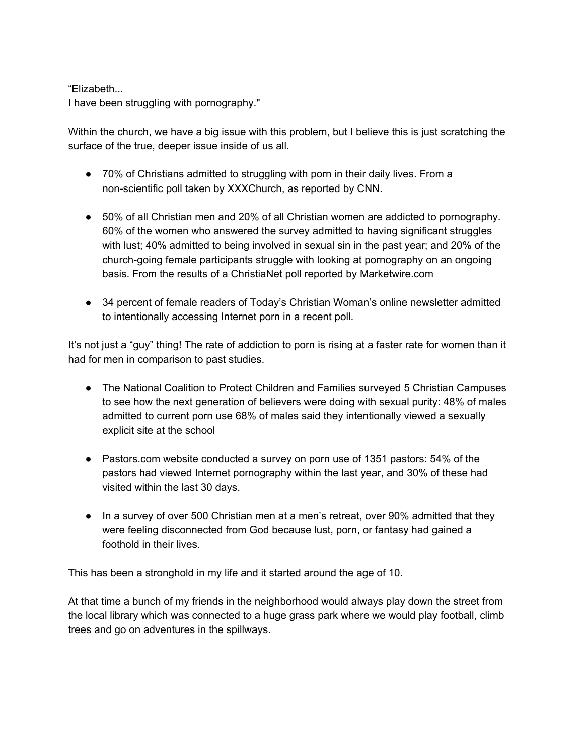"Elizabeth...
I have been struggling with pornography."

Within the church, we have a big issue with this problem, but I believe this is just scratching the surface of the true, deeper issue inside of us all.

- 70% of Christians admitted to struggling with porn in their daily lives. From a non-scientific poll taken by XXXChurch, as reported by CNN.

- 50% of all Christian men and 20% of all Christian women are addicted to pornography. 60% of the women who answered the survey admitted to having significant struggles with lust; 40% admitted to being involved in sexual sin in the past year; and 20% of the church-going female participants struggle with looking at pornography on an ongoing basis. From the results of a ChristiaNet poll reported by Marketwire.com

- 34 percent of female readers of Today's Christian Woman's online newsletter admitted to intentionally accessing Internet porn in a recent poll.

It's not just a "guy" thing! The rate of addiction to porn is rising at a faster rate for women than it had for men in comparison to past studies.

- The National Coalition to Protect Children and Families surveyed 5 Christian Campuses to see how the next generation of believers were doing with sexual purity: 48% of males admitted to current porn use 68% of males said they intentionally viewed a sexually explicit site at the school

- Pastors.com website conducted a survey on porn use of 1351 pastors: 54% of the pastors had viewed Internet pornography within the last year, and 30% of these had visited within the last 30 days.

- In a survey of over 500 Christian men at a men's retreat, over 90% admitted that they were feeling disconnected from God because lust, porn, or fantasy had gained a foothold in their lives.

This has been a stronghold in my life and it started around the age of 10.

At that time a bunch of my friends in the neighborhood would always play down the street from the local library which was connected to a huge grass park where we would play football, climb trees and go on adventures in the spillways.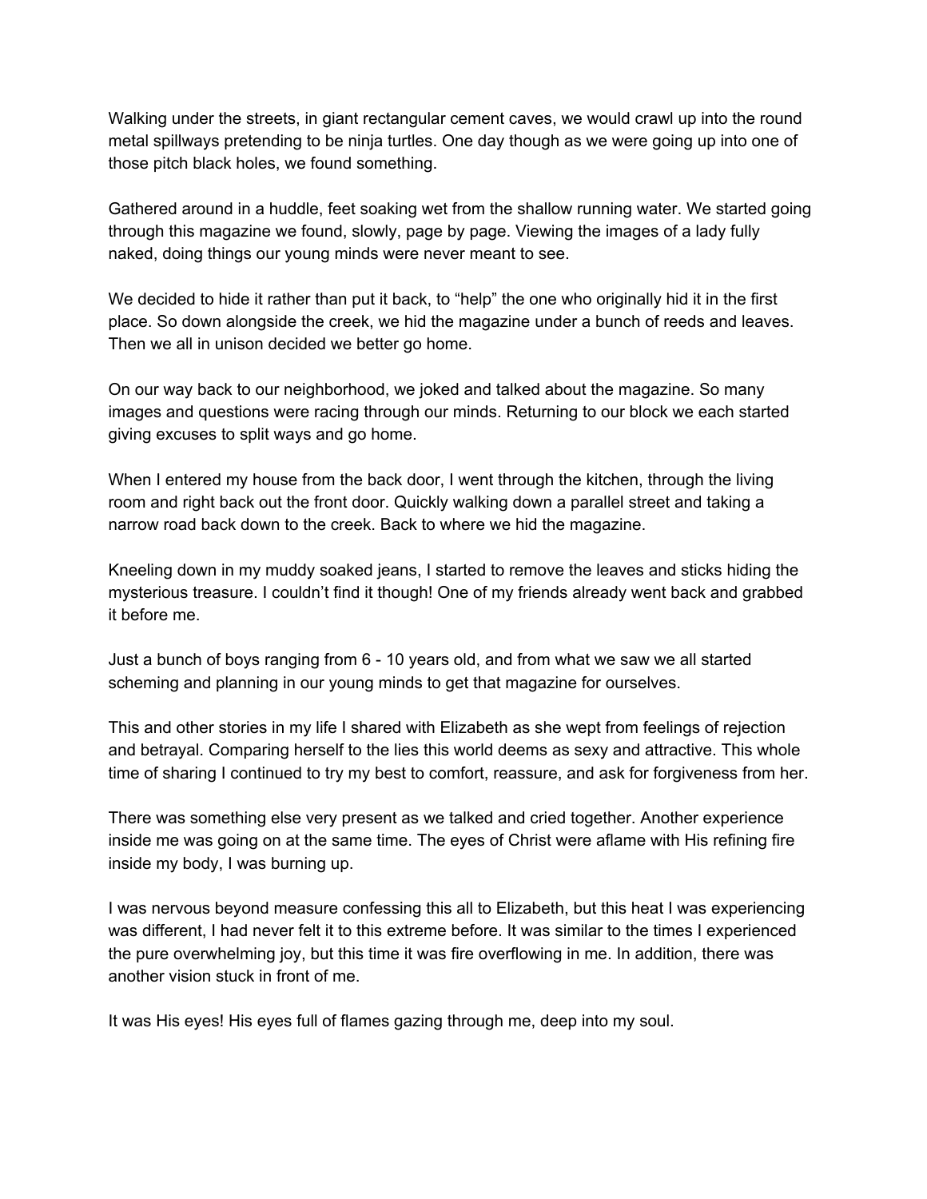Walking under the streets, in giant rectangular cement caves, we would crawl up into the round metal spillways pretending to be ninja turtles. One day though as we were going up into one of those pitch black holes, we found something.

Gathered around in a huddle, feet soaking wet from the shallow running water. We started going through this magazine we found, slowly, page by page. Viewing the images of a lady fully naked, doing things our young minds were never meant to see.

We decided to hide it rather than put it back, to “help” the one who originally hid it in the first place. So down alongside the creek, we hid the magazine under a bunch of reeds and leaves. Then we all in unison decided we better go home.

On our way back to our neighborhood, we joked and talked about the magazine. So many images and questions were racing through our minds. Returning to our block we each started giving excuses to split ways and go home.

When I entered my house from the back door, I went through the kitchen, through the living room and right back out the front door. Quickly walking down a parallel street and taking a narrow road back down to the creek. Back to where we hid the magazine.

Kneeling down in my muddy soaked jeans, I started to remove the leaves and sticks hiding the mysterious treasure. I couldn’t find it though! One of my friends already went back and grabbed it before me.

Just a bunch of boys ranging from 6 - 10 years old, and from what we saw we all started scheming and planning in our young minds to get that magazine for ourselves.

This and other stories in my life I shared with Elizabeth as she wept from feelings of rejection and betrayal. Comparing herself to the lies this world deems as sexy and attractive. This whole time of sharing I continued to try my best to comfort, reassure, and ask for forgiveness from her.

There was something else very present as we talked and cried together. Another experience inside me was going on at the same time. The eyes of Christ were aflame with His refining fire inside my body, I was burning up.

I was nervous beyond measure confessing this all to Elizabeth, but this heat I was experiencing was different, I had never felt it to this extreme before. It was similar to the times I experienced the pure overwhelming joy, but this time it was fire overflowing in me. In addition, there was another vision stuck in front of me.

It was His eyes! His eyes full of flames gazing through me, deep into my soul.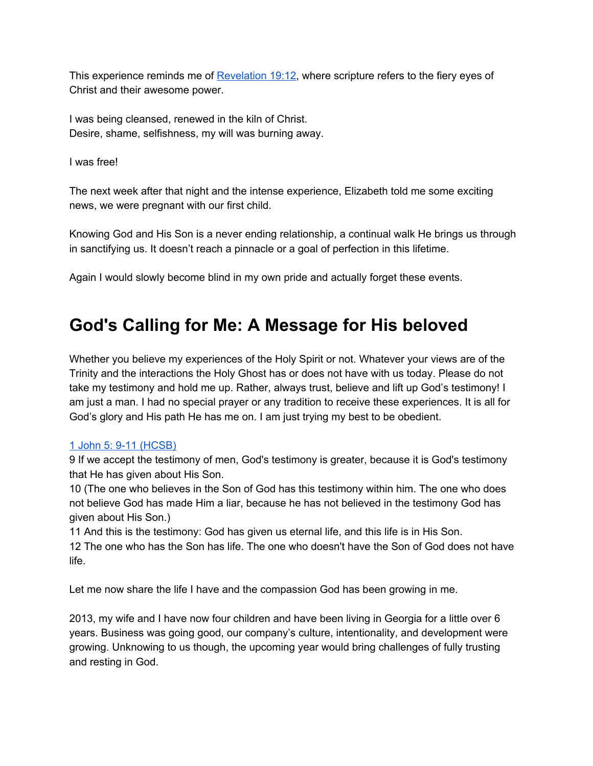This experience reminds me of [Revelation 19:12](), where scripture refers to the fiery eyes of Christ and their awesome power.

I was being cleansed, renewed in the kiln of Christ.
Desire, shame, selfishness, my will was burning away.

I was free!

The next week after that night and the intense experience, Elizabeth told me some exciting news, we were pregnant with our first child.

Knowing God and His Son is a never ending relationship, a continual walk He brings us through in sanctifying us. It doesn't reach a pinnacle or a goal of perfection in this lifetime.

Again I would slowly become blind in my own pride and actually forget these events.

# God's Calling for Me: A Message for His beloved

Whether you believe my experiences of the Holy Spirit or not. Whatever your views are of the Trinity and the interactions the Holy Ghost has or does not have with us today. Please do not take my testimony and hold me up. Rather, always trust, believe and lift up God's testimony! I am just a man. I had no special prayer or any tradition to receive these experiences. It is all for God's glory and His path He has me on. I am just trying my best to be obedient.

[1 John 5: 9-11 (HCSB)]()
9 If we accept the testimony of men, God's testimony is greater, because it is God's testimony that He has given about His Son.
10 (The one who believes in the Son of God has this testimony within him. The one who does not believe God has made Him a liar, because he has not believed in the testimony God has given about His Son.)
11 And this is the testimony: God has given us eternal life, and this life is in His Son.
12 The one who has the Son has life. The one who doesn't have the Son of God does not have life.

Let me now share the life I have and the compassion God has been growing in me.

2013, my wife and I have now four children and have been living in Georgia for a little over 6 years. Business was going good, our company's culture, intentionality, and development were growing. Unknowing to us though, the upcoming year would bring challenges of fully trusting and resting in God.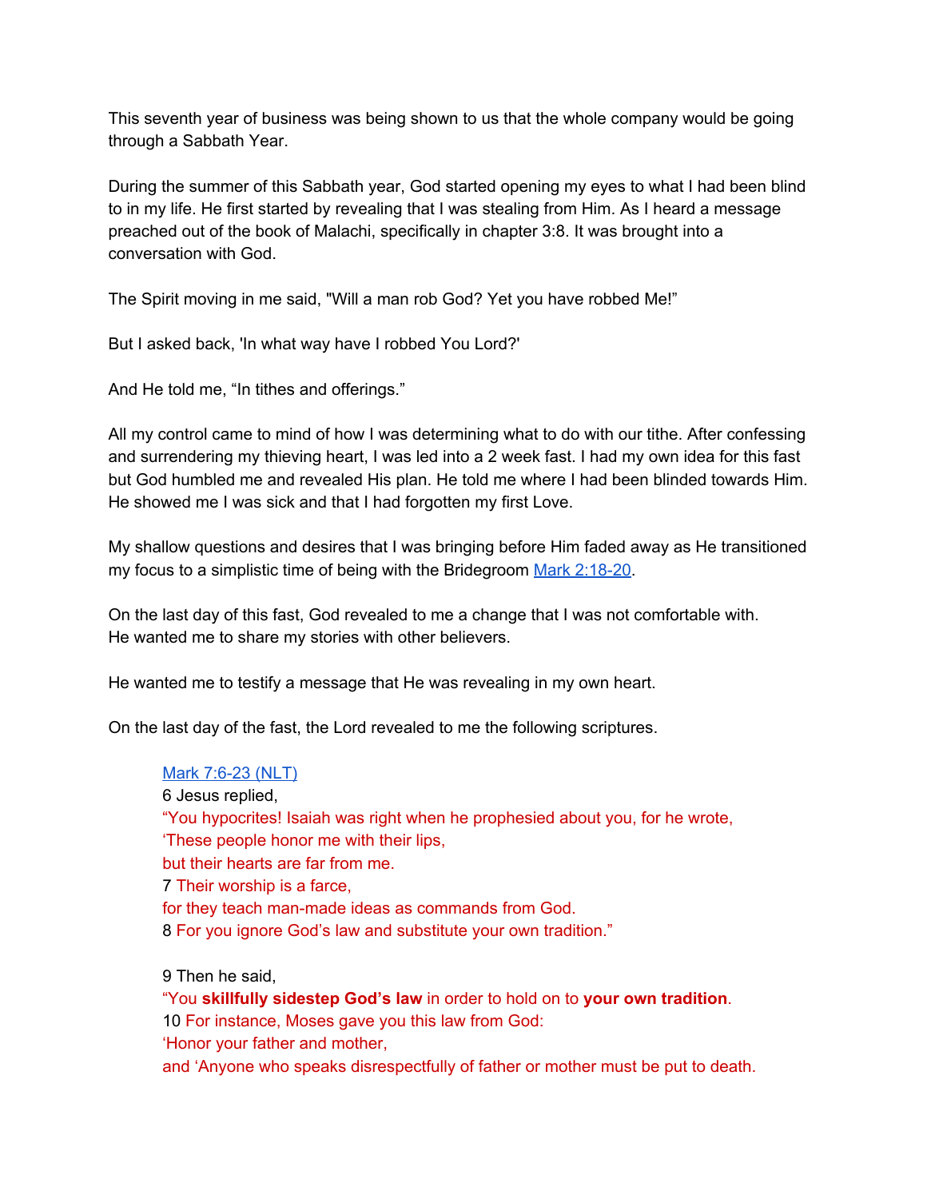This seventh year of business was being shown to us that the whole company would be going through a Sabbath Year.

During the summer of this Sabbath year, God started opening my eyes to what I had been blind to in my life. He first started by revealing that I was stealing from Him. As I heard a message preached out of the book of Malachi, specifically in chapter 3:8. It was brought into a conversation with God.

The Spirit moving in me said, "Will a man rob God? Yet you have robbed Me!"

But I asked back, 'In what way have I robbed You Lord?'

And He told me, "In tithes and offerings."

All my control came to mind of how I was determining what to do with our tithe. After confessing and surrendering my thieving heart, I was led into a 2 week fast. I had my own idea for this fast but God humbled me and revealed His plan. He told me where I had been blinded towards Him. He showed me I was sick and that I had forgotten my first Love.

My shallow questions and desires that I was bringing before Him faded away as He transitioned my focus to a simplistic time of being with the Bridegroom Mark 2:18-20.

On the last day of this fast, God revealed to me a change that I was not comfortable with. He wanted me to share my stories with other believers.

He wanted me to testify a message that He was revealing in my own heart.

On the last day of the fast, the Lord revealed to me the following scriptures.

> Mark 7:6-23 (NLT)
> 6 Jesus replied,
> "You hypocrites! Isaiah was right when he prophesied about you, for he wrote,
> 'These people honor me with their lips,
> but their hearts are far from me.
> 7 Their worship is a farce,
> for they teach man-made ideas as commands from God.
> 8 For you ignore God's law and substitute your own tradition."
>
> 9 Then he said,
> "You **skillfully sidestep God's law** in order to hold on to **your own tradition**.
> 10 For instance, Moses gave you this law from God:
> 'Honor your father and mother,
> and 'Anyone who speaks disrespectfully of father or mother must be put to death.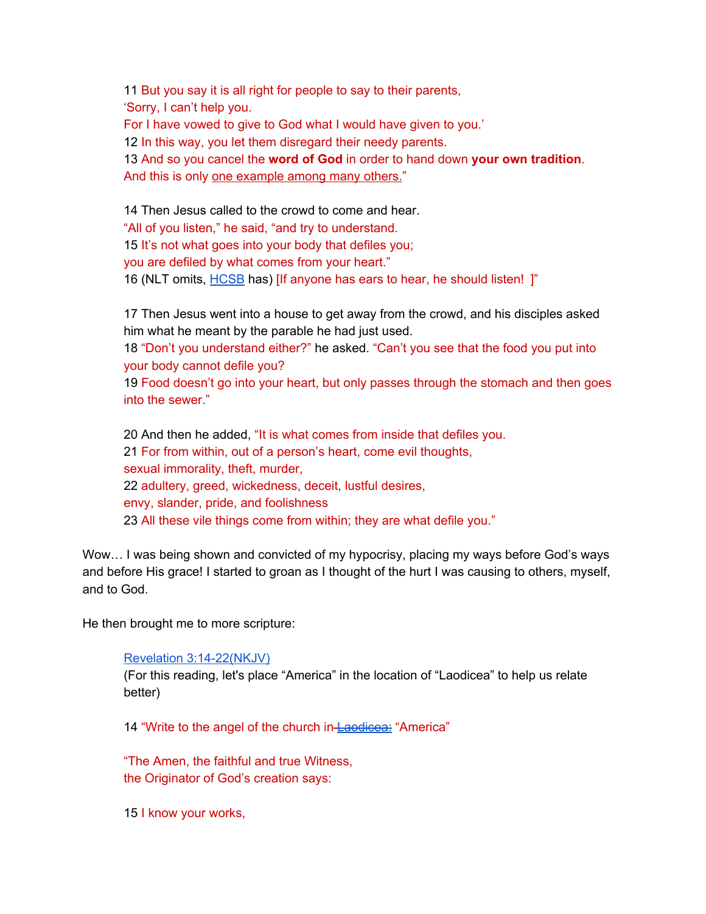11 But you say it is all right for people to say to their parents,
'Sorry, I can't help you.
For I have vowed to give to God what I would have given to you.'
12 In this way, you let them disregard their needy parents.
13 And so you cancel the **word of God** in order to hand down **your own tradition**.
And this is only one example among many others."

14 Then Jesus called to the crowd to come and hear.
"All of you listen," he said, "and try to understand.
15 It's not what goes into your body that defiles you;
you are defiled by what comes from your heart."
16 (NLT omits, HCSB has) [If anyone has ears to hear, he should listen!  ]"

17 Then Jesus went into a house to get away from the crowd, and his disciples asked him what he meant by the parable he had just used.
18 "Don't you understand either?" he asked. "Can't you see that the food you put into your body cannot defile you?
19 Food doesn't go into your heart, but only passes through the stomach and then goes into the sewer."

20 And then he added, "It is what comes from inside that defiles you.
21 For from within, out of a person's heart, come evil thoughts,
sexual immorality, theft, murder,
22 adultery, greed, wickedness, deceit, lustful desires,
envy, slander, pride, and foolishness
23 All these vile things come from within; they are what defile you."

Wow… I was being shown and convicted of my hypocrisy, placing my ways before God's ways and before His grace! I started to groan as I thought of the hurt I was causing to others, myself, and to God.

He then brought me to more scripture:

Revelation 3:14-22(NKJV)
(For this reading, let's place "America" in the location of "Laodicea" to help us relate better)

14 "Write to the angel of the church in ~~Laodicea:~~ "America"

"The Amen, the faithful and true Witness,
the Originator of God's creation says:

15 I know your works,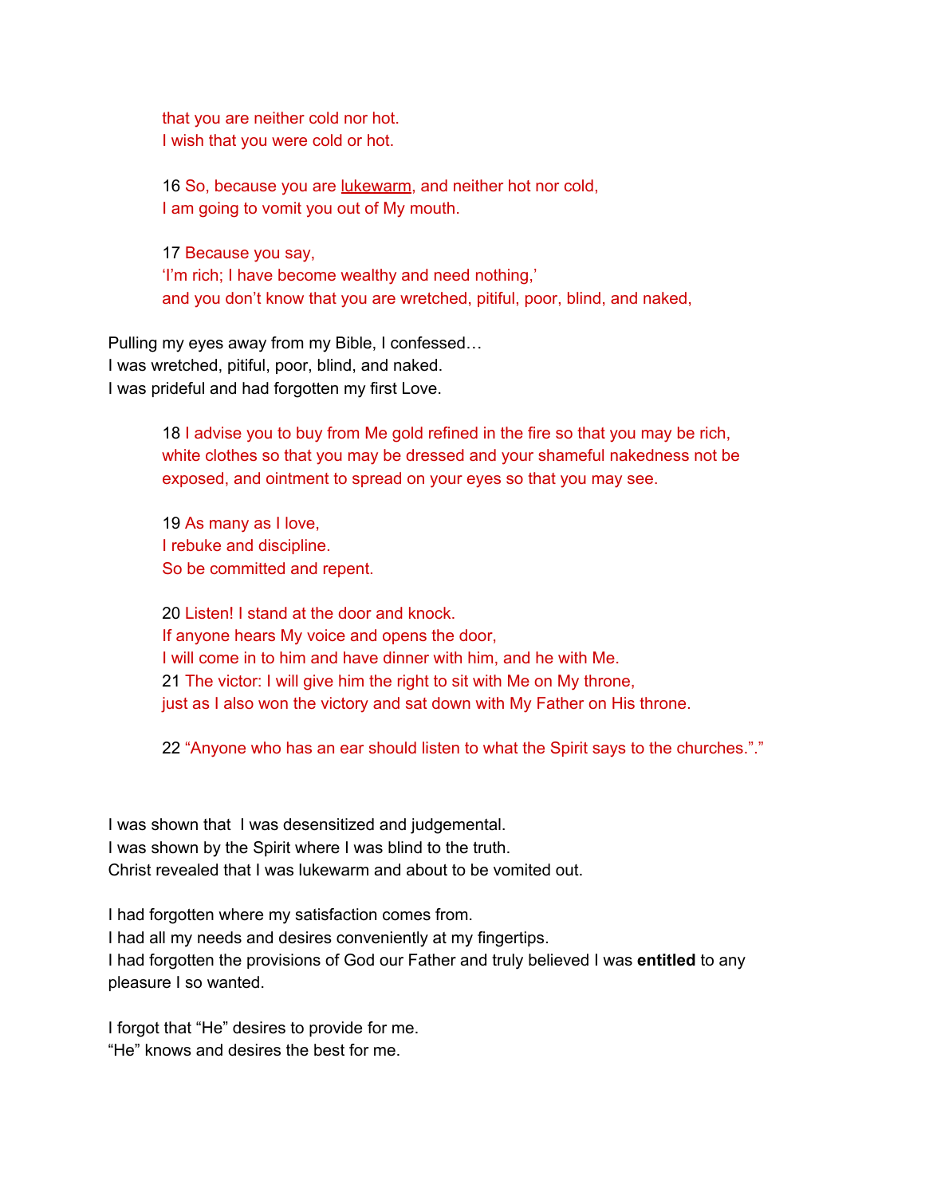> that you are neither cold nor hot.
> I wish that you were cold or hot.
>
> 16 So, because you are lukewarm, and neither hot nor cold,
> I am going to vomit you out of My mouth.
>
> 17 Because you say,
> 'I'm rich; I have become wealthy and need nothing,'
> and you don't know that you are wretched, pitiful, poor, blind, and naked,

Pulling my eyes away from my Bible, I confessed…
I was wretched, pitiful, poor, blind, and naked.
I was prideful and had forgotten my first Love.

> 18 I advise you to buy from Me gold refined in the fire so that you may be rich, white clothes so that you may be dressed and your shameful nakedness not be exposed, and ointment to spread on your eyes so that you may see.
>
> 19 As many as I love,
> I rebuke and discipline.
> So be committed and repent.
>
> 20 Listen! I stand at the door and knock.
> If anyone hears My voice and opens the door,
> I will come in to him and have dinner with him, and he with Me.
> 21 The victor: I will give him the right to sit with Me on My throne,
> just as I also won the victory and sat down with My Father on His throne.
>
> 22 "Anyone who has an ear should listen to what the Spirit says to the churches."."

I was shown that I was desensitized and judgemental.
I was shown by the Spirit where I was blind to the truth.
Christ revealed that I was lukewarm and about to be vomited out.

I had forgotten where my satisfaction comes from.
I had all my needs and desires conveniently at my fingertips.
I had forgotten the provisions of God our Father and truly believed I was **entitled** to any pleasure I so wanted.

I forgot that "He" desires to provide for me.
"He" knows and desires the best for me.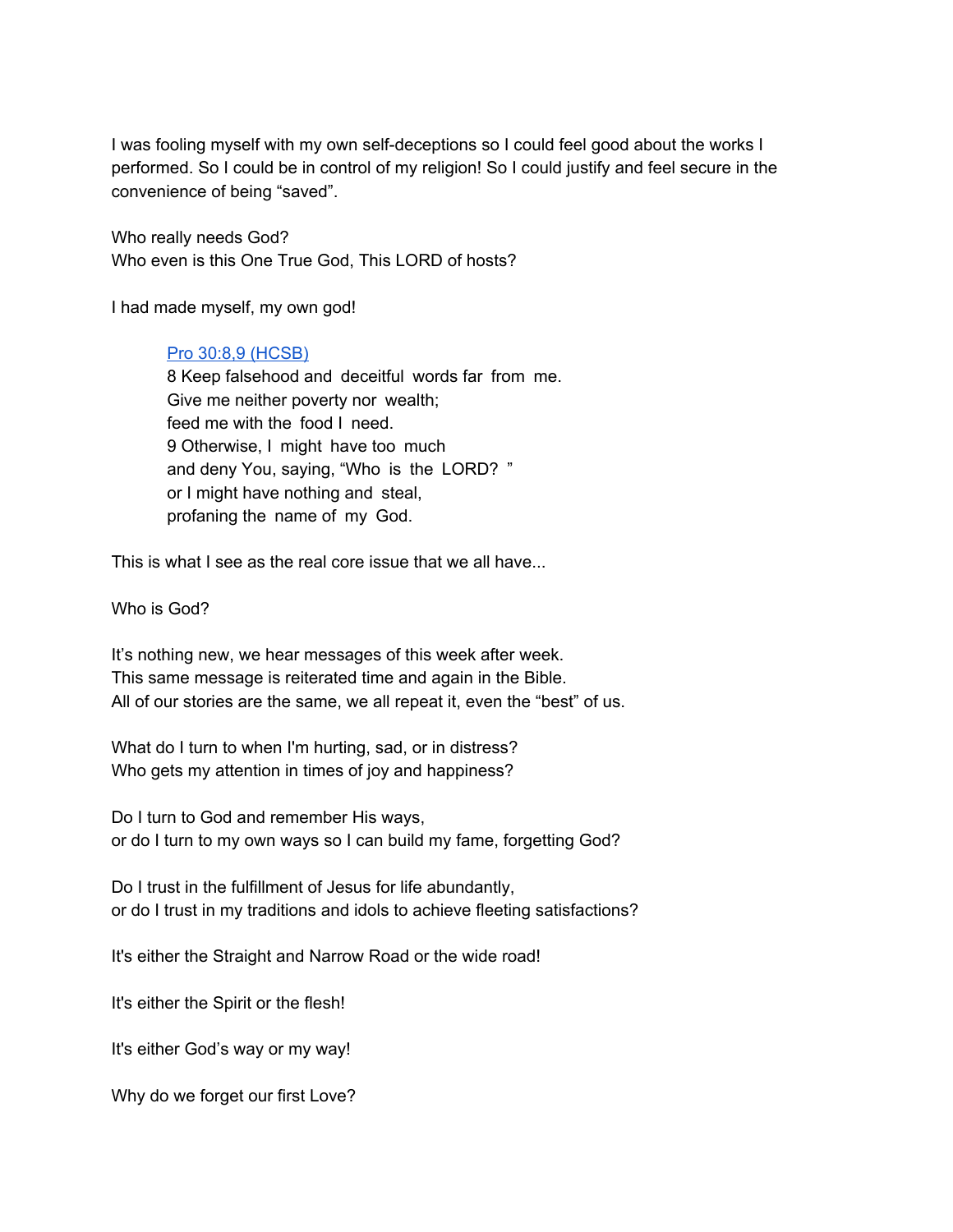I was fooling myself with my own self-deceptions so I could feel good about the works I performed. So I could be in control of my religion! So I could justify and feel secure in the convenience of being “saved”.

Who really needs God?
Who even is this One True God, This LORD of hosts?

I had made myself, my own god!

> [Pro 30:8,9 (HCSB)]()
> 8 Keep falsehood and deceitful words far from me.
> Give me neither poverty nor wealth;
> feed me with the food I need.
> 9 Otherwise, I might have too much
> and deny You, saying, “Who is the LORD? ”
> or I might have nothing and steal,
> profaning the name of my God.

This is what I see as the real core issue that we all have...

Who is God?

It’s nothing new, we hear messages of this week after week.
This same message is reiterated time and again in the Bible.
All of our stories are the same, we all repeat it, even the “best” of us.

What do I turn to when I'm hurting, sad, or in distress?
Who gets my attention in times of joy and happiness?

Do I turn to God and remember His ways,
or do I turn to my own ways so I can build my fame, forgetting God?

Do I trust in the fulfillment of Jesus for life abundantly,
or do I trust in my traditions and idols to achieve fleeting satisfactions?

It's either the Straight and Narrow Road or the wide road!

It's either the Spirit or the flesh!

It's either God’s way or my way!

Why do we forget our first Love?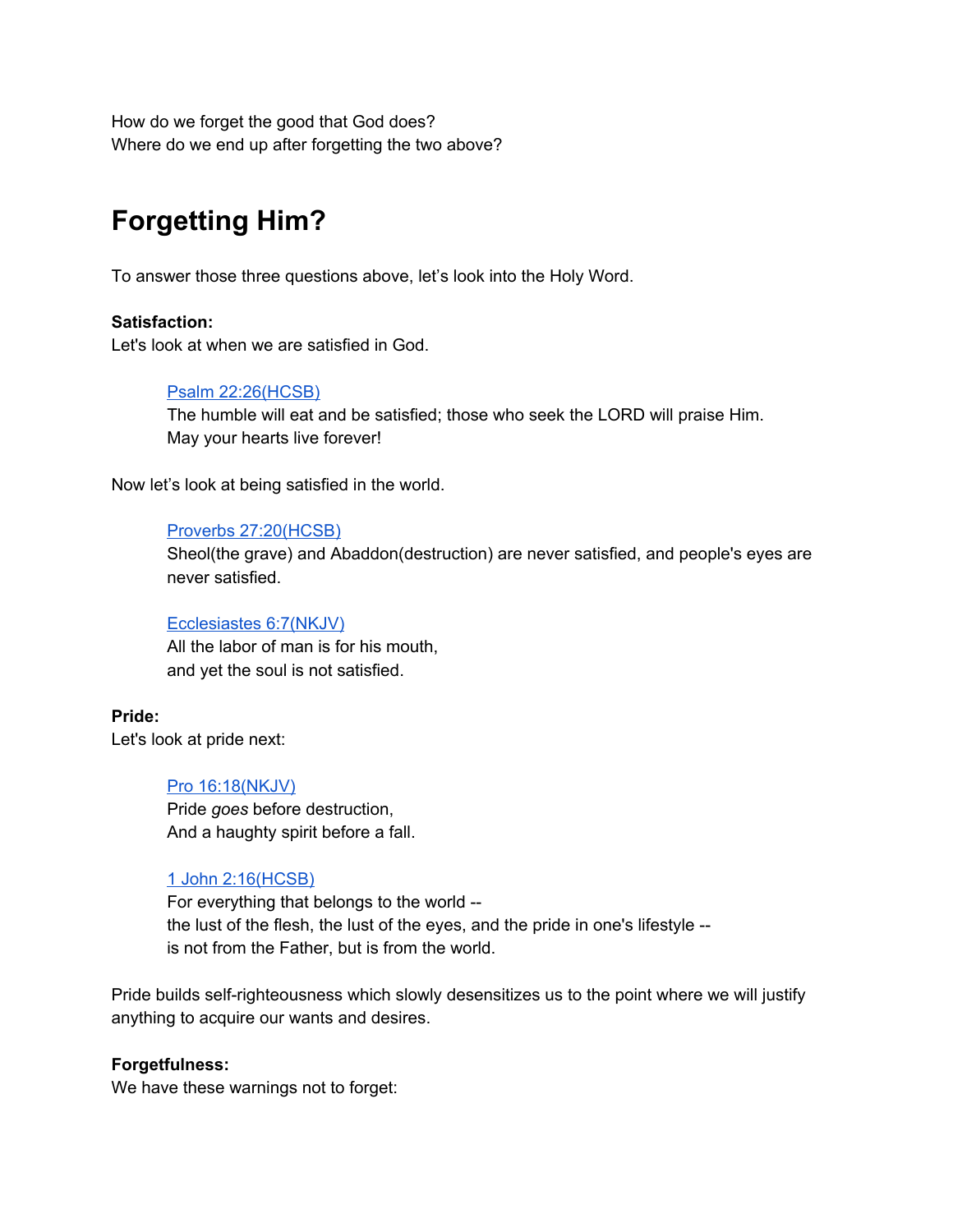How do we forget the good that God does?
Where do we end up after forgetting the two above?

# Forgetting Him?

To answer those three questions above, let's look into the Holy Word.

**Satisfaction:**
Let's look at when we are satisfied in God.

> Psalm 22:26(HCSB)
> The humble will eat and be satisfied; those who seek the LORD will praise Him.
> May your hearts live forever!

Now let's look at being satisfied in the world.

> Proverbs 27:20(HCSB)
> Sheol(the grave) and Abaddon(destruction) are never satisfied, and people's eyes are never satisfied.

> Ecclesiastes 6:7(NKJV)
> All the labor of man is for his mouth,
> and yet the soul is not satisfied.

**Pride:**
Let's look at pride next:

> Pro 16:18(NKJV)
> Pride *goes* before destruction,
> And a haughty spirit before a fall.

> 1 John 2:16(HCSB)
> For everything that belongs to the world --
> the lust of the flesh, the lust of the eyes, and the pride in one's lifestyle --
> is not from the Father, but is from the world.

Pride builds self-righteousness which slowly desensitizes us to the point where we will justify anything to acquire our wants and desires.

**Forgetfulness:**
We have these warnings not to forget: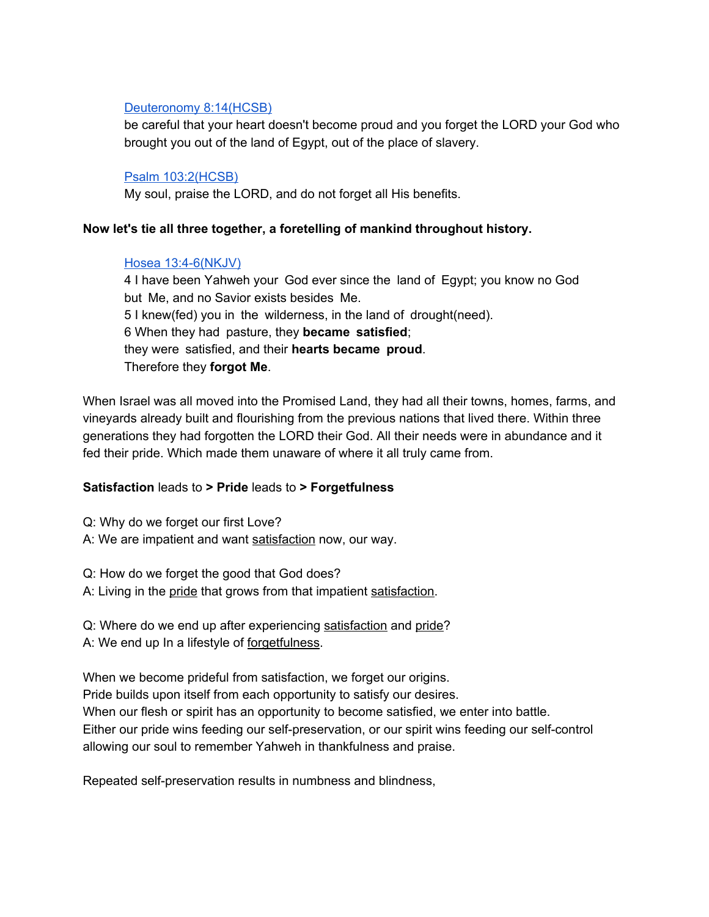[Deuteronomy 8:14(HCSB)]
be careful that your heart doesn't become proud and you forget the LORD your God who brought you out of the land of Egypt, out of the place of slavery.

[Psalm 103:2(HCSB)]
My soul, praise the LORD, and do not forget all His benefits.

**Now let's tie all three together, a foretelling of mankind throughout history.**

[Hosea 13:4-6(NKJV)]
4 I have been Yahweh your God ever since the land of Egypt; you know no God but Me, and no Savior exists besides Me.
5 I knew(fed) you in the wilderness, in the land of drought(need).
6 When they had pasture, they **became satisfied**;
they were satisfied, and their **hearts became proud**.
Therefore they **forgot Me**.

When Israel was all moved into the Promised Land, they had all their towns, homes, farms, and vineyards already built and flourishing from the previous nations that lived there. Within three generations they had forgotten the LORD their God. All their needs were in abundance and it fed their pride. Which made them unaware of where it all truly came from.

**Satisfaction** leads to **> Pride** leads to **> Forgetfulness**

Q: Why do we forget our first Love?
A: We are impatient and want satisfaction now, our way.

Q: How do we forget the good that God does?
A: Living in the pride that grows from that impatient satisfaction.

Q: Where do we end up after experiencing satisfaction and pride?
A: We end up In a lifestyle of forgetfulness.

When we become prideful from satisfaction, we forget our origins.
Pride builds upon itself from each opportunity to satisfy our desires.
When our flesh or spirit has an opportunity to become satisfied, we enter into battle.
Either our pride wins feeding our self-preservation, or our spirit wins feeding our self-control allowing our soul to remember Yahweh in thankfulness and praise.

Repeated self-preservation results in numbness and blindness,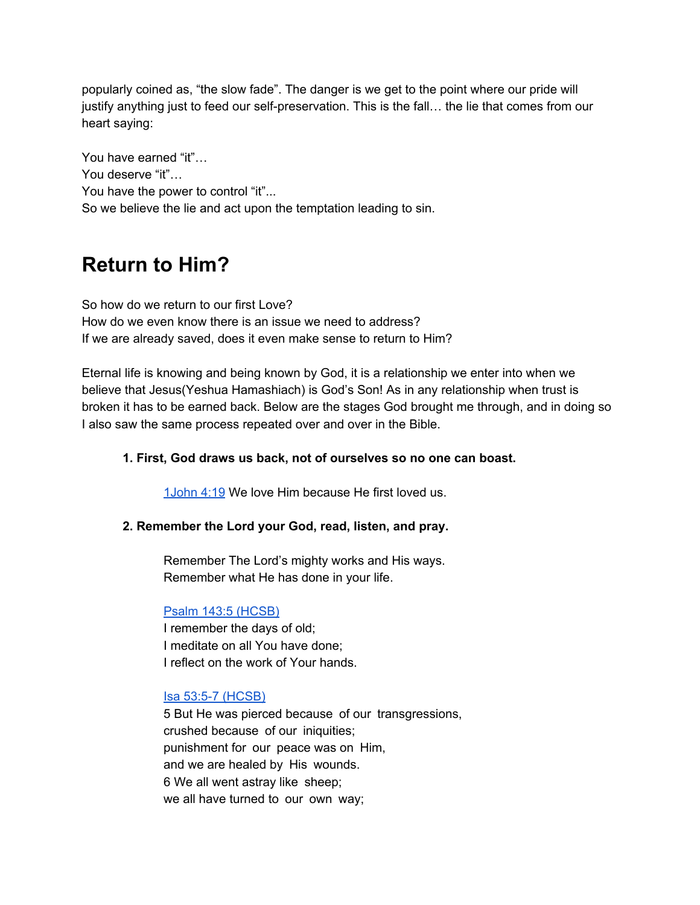popularly coined as, “the slow fade”. The danger is we get to the point where our pride will justify anything just to feed our self-preservation. This is the fall… the lie that comes from our heart saying:

You have earned “it”…
You deserve “it”…
You have the power to control “it”...
So we believe the lie and act upon the temptation leading to sin.

# Return to Him?

So how do we return to our first Love?
How do we even know there is an issue we need to address?
If we are already saved, does it even make sense to return to Him?

Eternal life is knowing and being known by God, it is a relationship we enter into when we believe that Jesus(Yeshua Hamashiach) is God’s Son! As in any relationship when trust is broken it has to be earned back. Below are the stages God brought me through, and in doing so I also saw the same process repeated over and over in the Bible.

**1. First, God draws us back, not of ourselves so no one can boast.**

> 1John 4:19 We love Him because He first loved us.

**2. Remember the Lord your God, read, listen, and pray.**

> Remember The Lord’s mighty works and His ways.
> Remember what He has done in your life.
>
> Psalm 143:5 (HCSB)
> I remember the days of old;
> I meditate on all You have done;
> I reflect on the work of Your hands.
>
> Isa 53:5-7 (HCSB)
> 5 But He was pierced because of our transgressions,
> crushed because of our iniquities;
> punishment for our peace was on Him,
> and we are healed by His wounds.
> 6 We all went astray like sheep;
> we all have turned to our own way;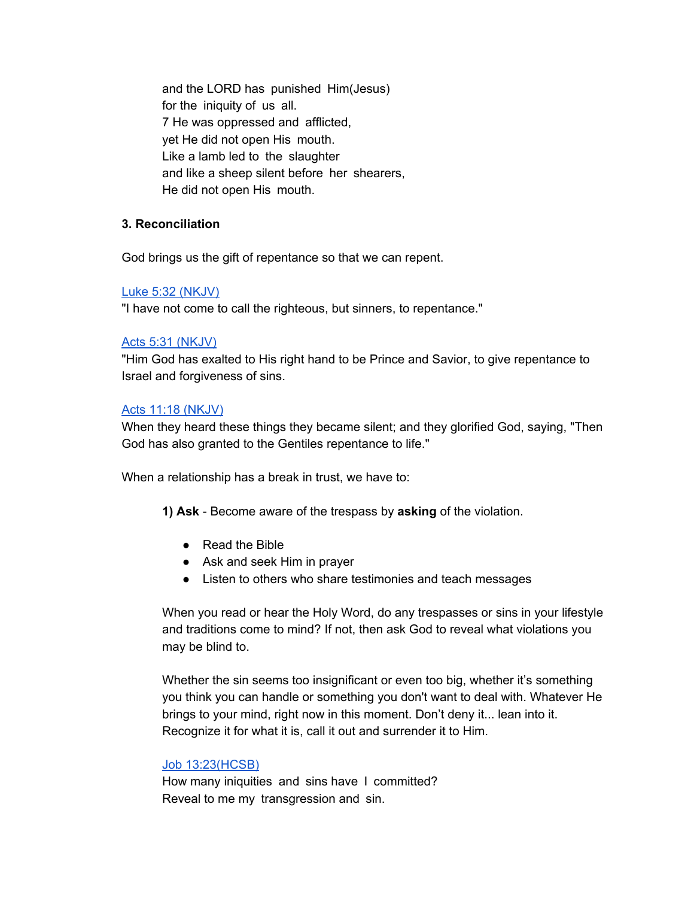and the LORD has punished Him(Jesus)
for the iniquity of us all.
7 He was oppressed and afflicted,
yet He did not open His mouth.
Like a lamb led to the slaughter
and like a sheep silent before her shearers,
He did not open His mouth.

**3. Reconciliation**

God brings us the gift of repentance so that we can repent.

Luke 5:32 (NKJV)
"I have not come to call the righteous, but sinners, to repentance."

Acts 5:31 (NKJV)
"Him God has exalted to His right hand to be Prince and Savior, to give repentance to Israel and forgiveness of sins.

Acts 11:18 (NKJV)
When they heard these things they became silent; and they glorified God, saying, "Then God has also granted to the Gentiles repentance to life."

When a relationship has a break in trust, we have to:

**1) Ask** - Become aware of the trespass by **asking** of the violation.

- Read the Bible
- Ask and seek Him in prayer
- Listen to others who share testimonies and teach messages

When you read or hear the Holy Word, do any trespasses or sins in your lifestyle and traditions come to mind? If not, then ask God to reveal what violations you may be blind to.

Whether the sin seems too insignificant or even too big, whether it's something you think you can handle or something you don't want to deal with. Whatever He brings to your mind, right now in this moment. Don't deny it... lean into it. Recognize it for what it is, call it out and surrender it to Him.

Job 13:23(HCSB)
How many iniquities and sins have I committed?
Reveal to me my transgression and sin.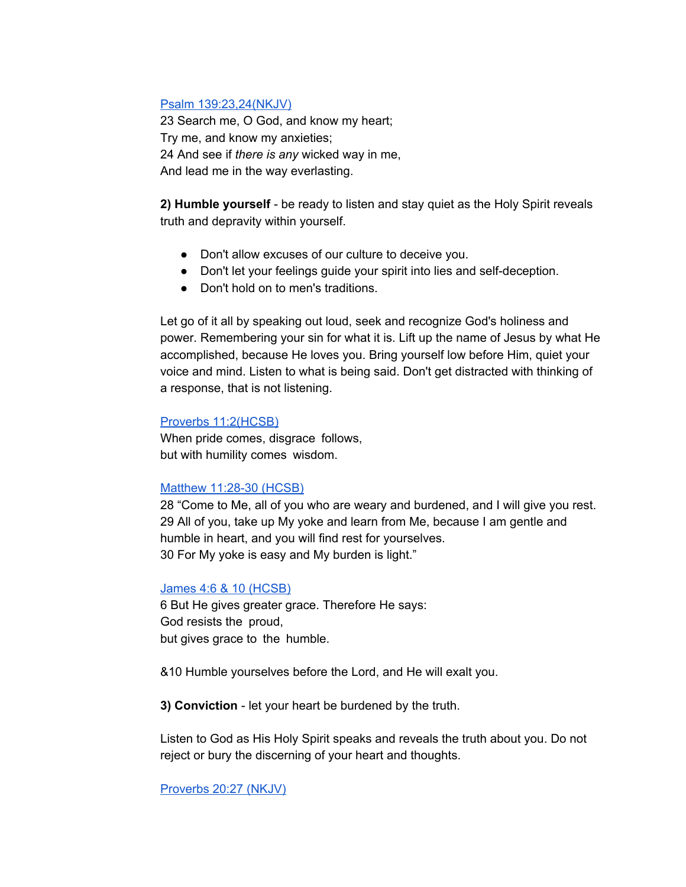[Psalm 139:23,24(NKJV)](#)
23 Search me, O God, and know my heart;
Try me, and know my anxieties;
24 And see if *there is any* wicked way in me,
And lead me in the way everlasting.

**2) Humble yourself** - be ready to listen and stay quiet as the Holy Spirit reveals truth and depravity within yourself.

- Don't allow excuses of our culture to deceive you.
- Don't let your feelings guide your spirit into lies and self-deception.
- Don't hold on to men's traditions.

Let go of it all by speaking out loud, seek and recognize God's holiness and power. Remembering your sin for what it is. Lift up the name of Jesus by what He accomplished, because He loves you. Bring yourself low before Him, quiet your voice and mind. Listen to what is being said. Don't get distracted with thinking of a response, that is not listening.

[Proverbs 11:2(HCSB)](#)
When pride comes, disgrace follows,
but with humility comes wisdom.

[Matthew 11:28-30 (HCSB)](#)
28 "Come to Me, all of you who are weary and burdened, and I will give you rest.
29 All of you, take up My yoke and learn from Me, because I am gentle and humble in heart, and you will find rest for yourselves.
30 For My yoke is easy and My burden is light."

[James 4:6 & 10 (HCSB)](#)
6 But He gives greater grace. Therefore He says:
God resists the proud,
but gives grace to the humble.

&10 Humble yourselves before the Lord, and He will exalt you.

**3) Conviction** - let your heart be burdened by the truth.

Listen to God as His Holy Spirit speaks and reveals the truth about you. Do not reject or bury the discerning of your heart and thoughts.

[Proverbs 20:27 (NKJV)](#)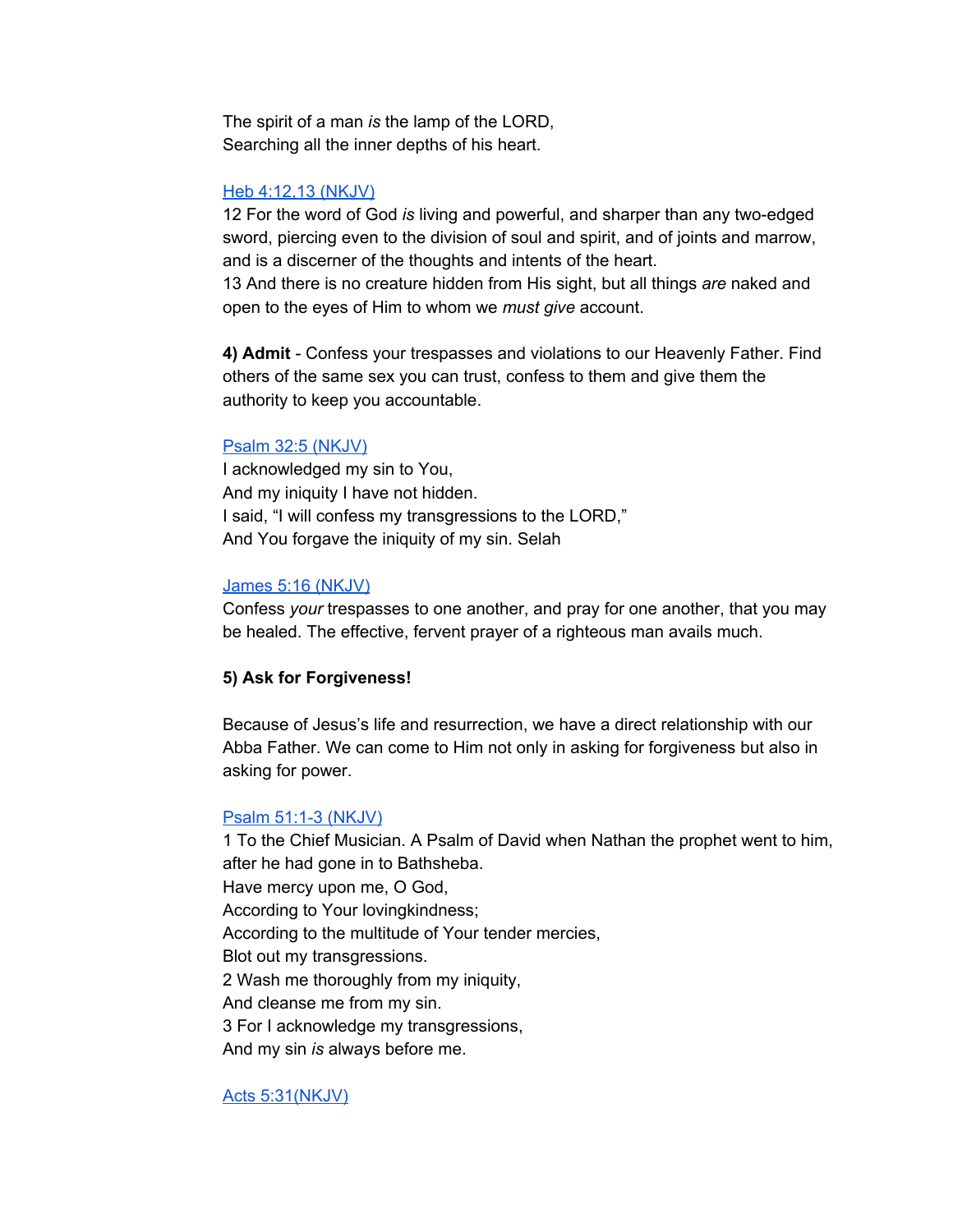The spirit of a man *is* the lamp of the LORD,
Searching all the inner depths of his heart.

[Heb 4:12,13 (NKJV)]

12 For the word of God *is* living and powerful, and sharper than any two-edged sword, piercing even to the division of soul and spirit, and of joints and marrow, and is a discerner of the thoughts and intents of the heart.
13 And there is no creature hidden from His sight, but all things *are* naked and open to the eyes of Him to whom we *must give* account.

**4) Admit** - Confess your trespasses and violations to our Heavenly Father. Find others of the same sex you can trust, confess to them and give them the authority to keep you accountable.

[Psalm 32:5 (NKJV)]

I acknowledged my sin to You,
And my iniquity I have not hidden.
I said, "I will confess my transgressions to the LORD,"
And You forgave the iniquity of my sin. Selah

[James 5:16 (NKJV)]

Confess *your* trespasses to one another, and pray for one another, that you may be healed. The effective, fervent prayer of a righteous man avails much.

**5) Ask for Forgiveness!**

Because of Jesus's life and resurrection, we have a direct relationship with our Abba Father. We can come to Him not only in asking for forgiveness but also in asking for power.

[Psalm 51:1-3 (NKJV)]

1 To the Chief Musician. A Psalm of David when Nathan the prophet went to him, after he had gone in to Bathsheba.
Have mercy upon me, O God,
According to Your lovingkindness;
According to the multitude of Your tender mercies,
Blot out my transgressions.
2 Wash me thoroughly from my iniquity,
And cleanse me from my sin.
3 For I acknowledge my transgressions,
And my sin *is* always before me.

[Acts 5:31(NKJV)]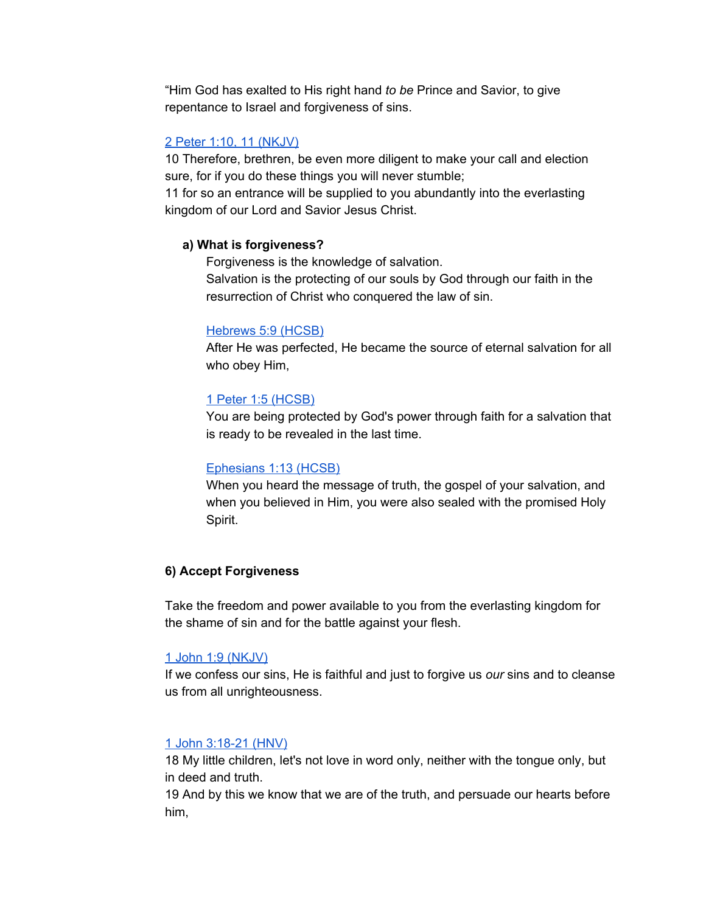“Him God has exalted to His right hand *to be* Prince and Savior, to give repentance to Israel and forgiveness of sins.

[2 Peter 1:10, 11 (NKJV)](#)
10 Therefore, brethren, be even more diligent to make your call and election sure, for if you do these things you will never stumble;
11 for so an entrance will be supplied to you abundantly into the everlasting kingdom of our Lord and Savior Jesus Christ.

**a) What is forgiveness?**

Forgiveness is the knowledge of salvation.
Salvation is the protecting of our souls by God through our faith in the resurrection of Christ who conquered the law of sin.

[Hebrews 5:9 (HCSB)](#)
After He was perfected, He became the source of eternal salvation for all who obey Him,

[1 Peter 1:5 (HCSB)](#)
You are being protected by God's power through faith for a salvation that is ready to be revealed in the last time.

[Ephesians 1:13 (HCSB)](#)
When you heard the message of truth, the gospel of your salvation, and when you believed in Him, you were also sealed with the promised Holy Spirit.

**6) Accept Forgiveness**

Take the freedom and power available to you from the everlasting kingdom for the shame of sin and for the battle against your flesh.

[1 John 1:9 (NKJV)](#)
If we confess our sins, He is faithful and just to forgive us *our* sins and to cleanse us from all unrighteousness.

[1 John 3:18-21 (HNV)](#)
18 My little children, let's not love in word only, neither with the tongue only, but in deed and truth.
19 And by this we know that we are of the truth, and persuade our hearts before him,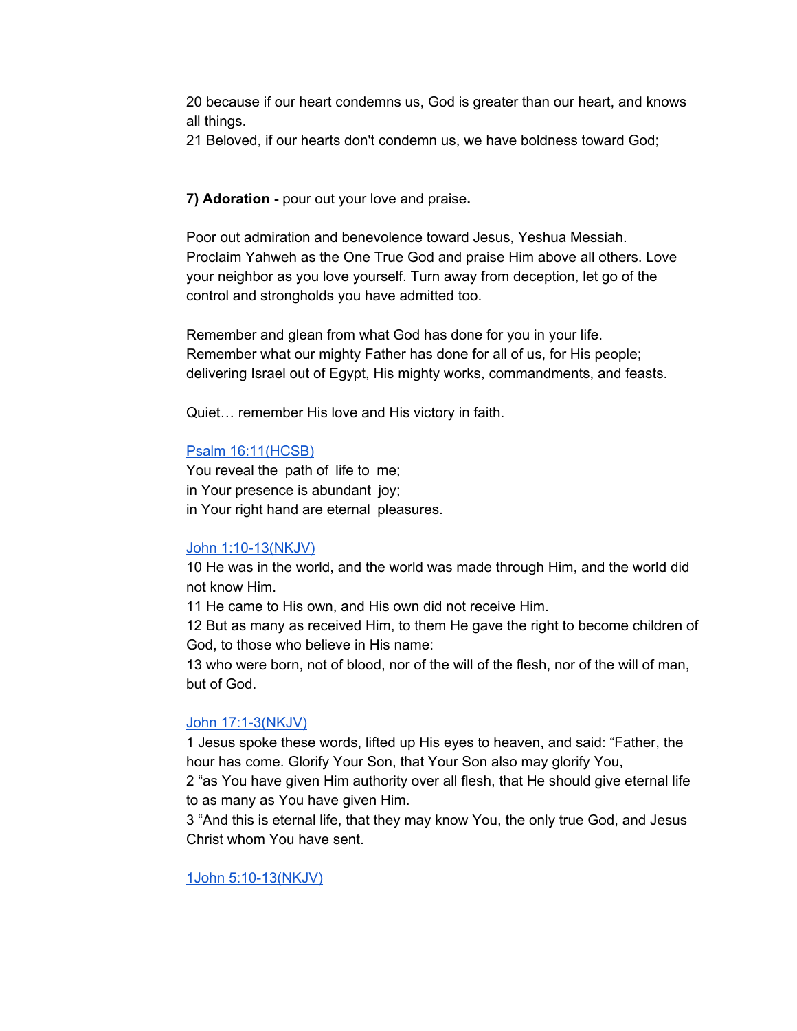20 because if our heart condemns us, God is greater than our heart, and knows all things.
21 Beloved, if our hearts don't condemn us, we have boldness toward God;

**7) Adoration -** pour out your love and praise**.**

Poor out admiration and benevolence toward Jesus, Yeshua Messiah. Proclaim Yahweh as the One True God and praise Him above all others. Love your neighbor as you love yourself. Turn away from deception, let go of the control and strongholds you have admitted too.

Remember and glean from what God has done for you in your life. Remember what our mighty Father has done for all of us, for His people; delivering Israel out of Egypt, His mighty works, commandments, and feasts.

Quiet… remember His love and His victory in faith.

Psalm 16:11(HCSB)
You reveal the path of life to me;
in Your presence is abundant joy;
in Your right hand are eternal pleasures.

John 1:10-13(NKJV)
10 He was in the world, and the world was made through Him, and the world did not know Him.
11 He came to His own, and His own did not receive Him.
12 But as many as received Him, to them He gave the right to become children of God, to those who believe in His name:
13 who were born, not of blood, nor of the will of the flesh, nor of the will of man, but of God.

John 17:1-3(NKJV)
1 Jesus spoke these words, lifted up His eyes to heaven, and said: "Father, the hour has come. Glorify Your Son, that Your Son also may glorify You,
2 "as You have given Him authority over all flesh, that He should give eternal life to as many as You have given Him.
3 "And this is eternal life, that they may know You, the only true God, and Jesus Christ whom You have sent.

1John 5:10-13(NKJV)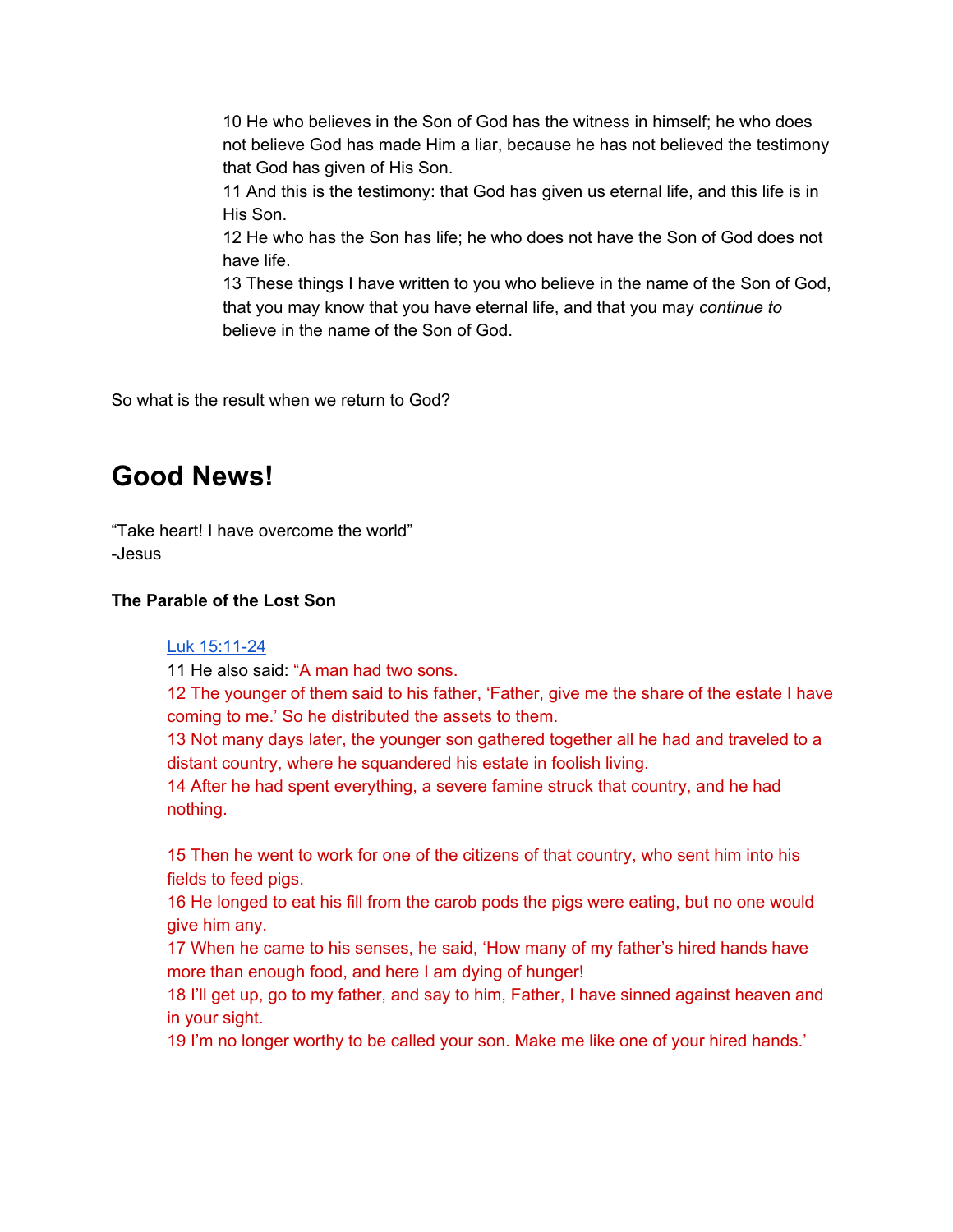> 10 He who believes in the Son of God has the witness in himself; he who does not believe God has made Him a liar, because he has not believed the testimony that God has given of His Son.
> 11 And this is the testimony: that God has given us eternal life, and this life is in His Son.
> 12 He who has the Son has life; he who does not have the Son of God does not have life.
> 13 These things I have written to you who believe in the name of the Son of God, that you may know that you have eternal life, and that you may *continue to* believe in the name of the Son of God.

So what is the result when we return to God?

# Good News!

"Take heart! I have overcome the world"
-Jesus

**The Parable of the Lost Son**

> [Luk 15:11-24](#)
> 11 He also said: "A man had two sons.
> 12 The younger of them said to his father, 'Father, give me the share of the estate I have coming to me.' So he distributed the assets to them.
> 13 Not many days later, the younger son gathered together all he had and traveled to a distant country, where he squandered his estate in foolish living.
> 14 After he had spent everything, a severe famine struck that country, and he had nothing.
>
> 15 Then he went to work for one of the citizens of that country, who sent him into his fields to feed pigs.
> 16 He longed to eat his fill from the carob pods the pigs were eating, but no one would give him any.
> 17 When he came to his senses, he said, 'How many of my father's hired hands have more than enough food, and here I am dying of hunger!
> 18 I'll get up, go to my father, and say to him, Father, I have sinned against heaven and in your sight.
> 19 I'm no longer worthy to be called your son. Make me like one of your hired hands.'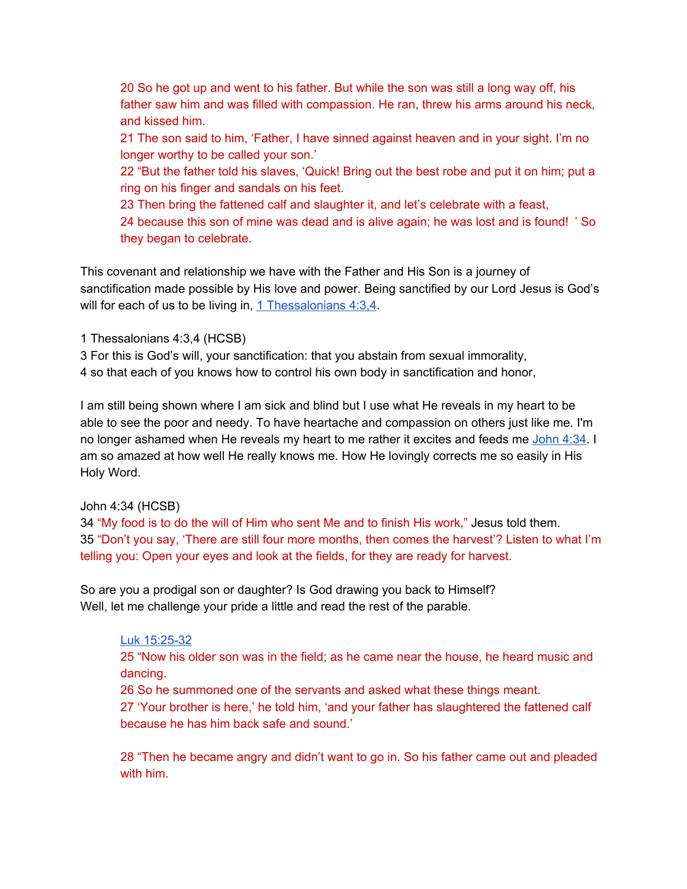> 20 So he got up and went to his father. But while the son was still a long way off, his father saw him and was filled with compassion. He ran, threw his arms around his neck, and kissed him.
> 21 The son said to him, 'Father, I have sinned against heaven and in your sight. I'm no longer worthy to be called your son.'
> 22 "But the father told his slaves, 'Quick! Bring out the best robe and put it on him; put a ring on his finger and sandals on his feet.
> 23 Then bring the fattened calf and slaughter it, and let's celebrate with a feast,
> 24 because this son of mine was dead and is alive again; he was lost and is found! ' So they began to celebrate.

This covenant and relationship we have with the Father and His Son is a journey of sanctification made possible by His love and power. Being sanctified by our Lord Jesus is God's will for each of us to be living in, [1 Thessalonians 4:3,4].

1 Thessalonians 4:3,4 (HCSB)
3 For this is God's will, your sanctification: that you abstain from sexual immorality,
4 so that each of you knows how to control his own body in sanctification and honor,

I am still being shown where I am sick and blind but I use what He reveals in my heart to be able to see the poor and needy. To have heartache and compassion on others just like me. I'm no longer ashamed when He reveals my heart to me rather it excites and feeds me [John 4:34]. I am so amazed at how well He really knows me. How He lovingly corrects me so easily in His Holy Word.

John 4:34 (HCSB)
34 "My food is to do the will of Him who sent Me and to finish His work," Jesus told them.
35 "Don't you say, 'There are still four more months, then comes the harvest'? Listen to what I'm telling you: Open your eyes and look at the fields, for they are ready for harvest.

So are you a prodigal son or daughter? Is God drawing you back to Himself?
Well, let me challenge your pride a little and read the rest of the parable.

> [Luk 15:25-32]
> 25 "Now his older son was in the field; as he came near the house, he heard music and dancing.
> 26 So he summoned one of the servants and asked what these things meant.
> 27 'Your brother is here,' he told him, 'and your father has slaughtered the fattened calf because he has him back safe and sound.'
>
> 28 "Then he became angry and didn't want to go in. So his father came out and pleaded with him.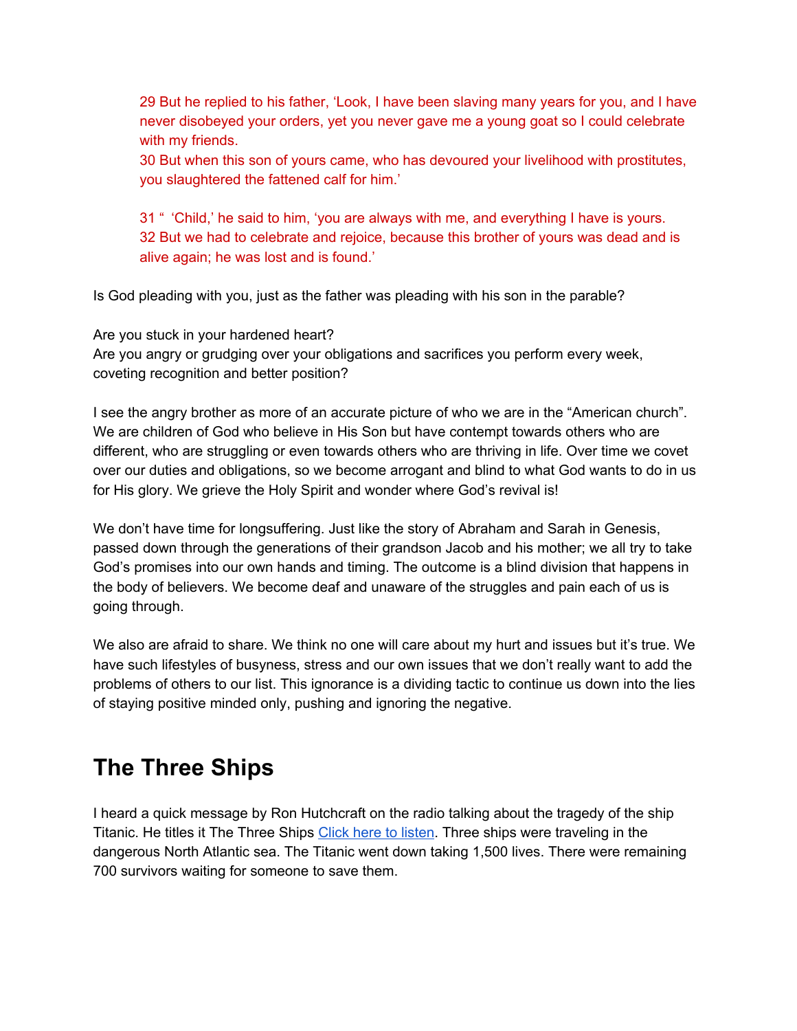> 29 But he replied to his father, 'Look, I have been slaving many years for you, and I have never disobeyed your orders, yet you never gave me a young goat so I could celebrate with my friends.
> 30 But when this son of yours came, who has devoured your livelihood with prostitutes, you slaughtered the fattened calf for him.'
>
> 31 " 'Child,' he said to him, 'you are always with me, and everything I have is yours.
> 32 But we had to celebrate and rejoice, because this brother of yours was dead and is alive again; he was lost and is found.'

Is God pleading with you, just as the father was pleading with his son in the parable?

Are you stuck in your hardened heart?
Are you angry or grudging over your obligations and sacrifices you perform every week, coveting recognition and better position?

I see the angry brother as more of an accurate picture of who we are in the "American church". We are children of God who believe in His Son but have contempt towards others who are different, who are struggling or even towards others who are thriving in life. Over time we covet over our duties and obligations, so we become arrogant and blind to what God wants to do in us for His glory. We grieve the Holy Spirit and wonder where God's revival is!

We don't have time for longsuffering. Just like the story of Abraham and Sarah in Genesis, passed down through the generations of their grandson Jacob and his mother; we all try to take God's promises into our own hands and timing. The outcome is a blind division that happens in the body of believers. We become deaf and unaware of the struggles and pain each of us is going through.

We also are afraid to share. We think no one will care about my hurt and issues but it's true. We have such lifestyles of busyness, stress and our own issues that we don't really want to add the problems of others to our list. This ignorance is a dividing tactic to continue us down into the lies of staying positive minded only, pushing and ignoring the negative.

## The Three Ships

I heard a quick message by Ron Hutchcraft on the radio talking about the tragedy of the ship Titanic. He titles it The Three Ships Click here to listen. Three ships were traveling in the dangerous North Atlantic sea. The Titanic went down taking 1,500 lives. There were remaining 700 survivors waiting for someone to save them.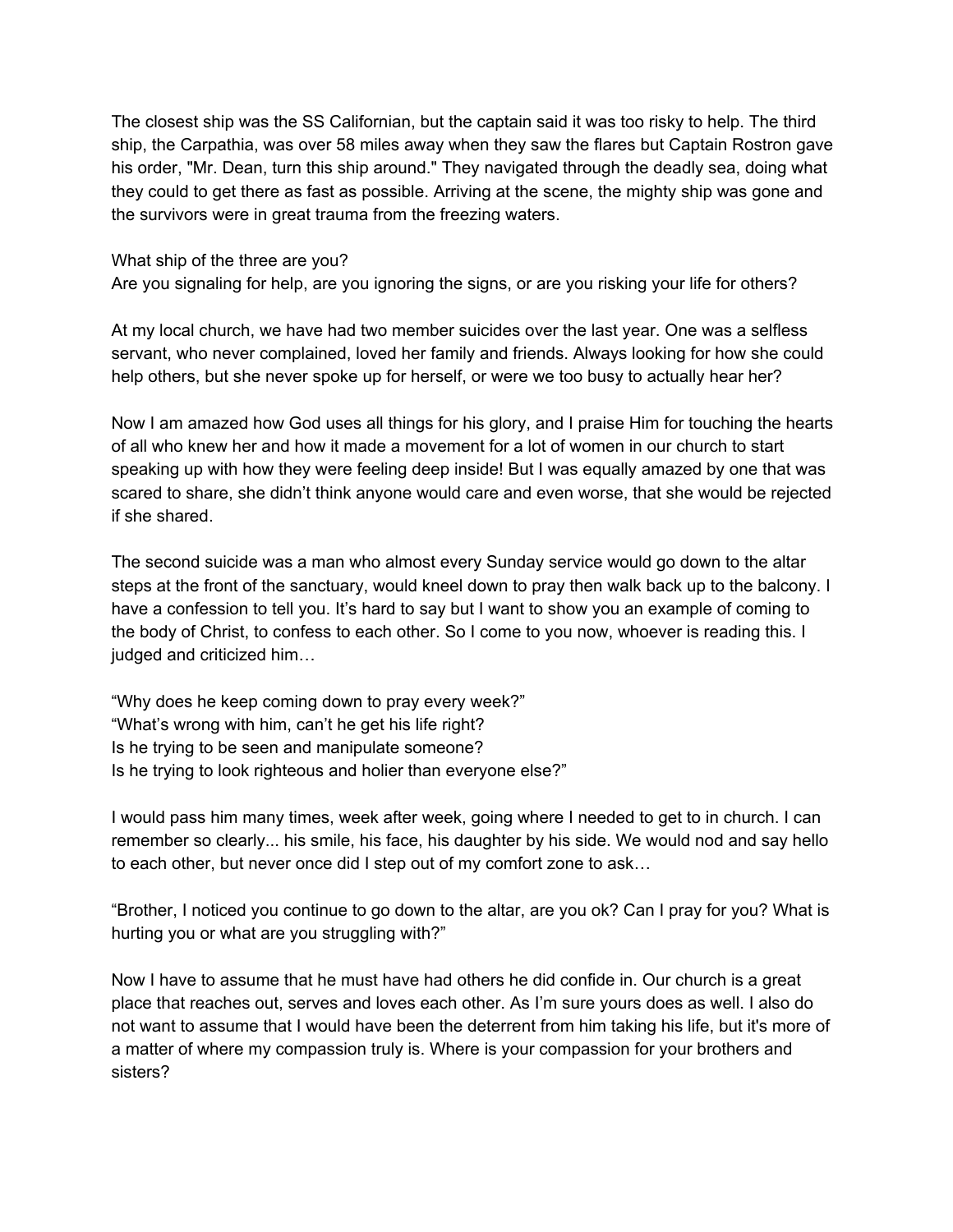The closest ship was the SS Californian, but the captain said it was too risky to help. The third ship, the Carpathia, was over 58 miles away when they saw the flares but Captain Rostron gave his order, "Mr. Dean, turn this ship around." They navigated through the deadly sea, doing what they could to get there as fast as possible. Arriving at the scene, the mighty ship was gone and the survivors were in great trauma from the freezing waters.

What ship of the three are you?
Are you signaling for help, are you ignoring the signs, or are you risking your life for others?

At my local church, we have had two member suicides over the last year. One was a selfless servant, who never complained, loved her family and friends. Always looking for how she could help others, but she never spoke up for herself, or were we too busy to actually hear her?

Now I am amazed how God uses all things for his glory, and I praise Him for touching the hearts of all who knew her and how it made a movement for a lot of women in our church to start speaking up with how they were feeling deep inside! But I was equally amazed by one that was scared to share, she didn't think anyone would care and even worse, that she would be rejected if she shared.

The second suicide was a man who almost every Sunday service would go down to the altar steps at the front of the sanctuary, would kneel down to pray then walk back up to the balcony. I have a confession to tell you. It's hard to say but I want to show you an example of coming to the body of Christ, to confess to each other. So I come to you now, whoever is reading this. I judged and criticized him…

"Why does he keep coming down to pray every week?"
"What's wrong with him, can't he get his life right?
Is he trying to be seen and manipulate someone?
Is he trying to look righteous and holier than everyone else?"

I would pass him many times, week after week, going where I needed to get to in church. I can remember so clearly... his smile, his face, his daughter by his side. We would nod and say hello to each other, but never once did I step out of my comfort zone to ask…

"Brother, I noticed you continue to go down to the altar, are you ok? Can I pray for you? What is hurting you or what are you struggling with?"

Now I have to assume that he must have had others he did confide in. Our church is a great place that reaches out, serves and loves each other. As I'm sure yours does as well. I also do not want to assume that I would have been the deterrent from him taking his life, but it's more of a matter of where my compassion truly is. Where is your compassion for your brothers and sisters?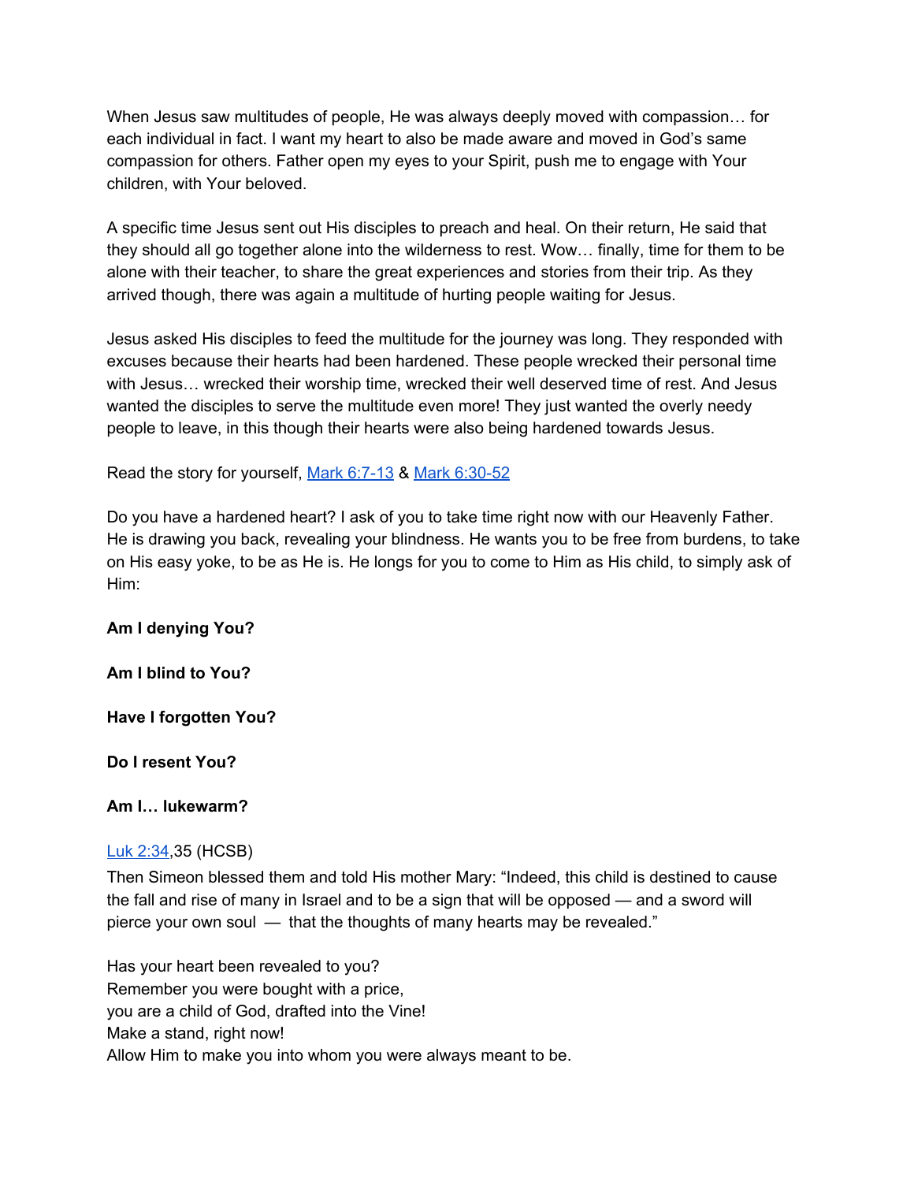When Jesus saw multitudes of people, He was always deeply moved with compassion… for each individual in fact. I want my heart to also be made aware and moved in God's same compassion for others. Father open my eyes to your Spirit, push me to engage with Your children, with Your beloved.

A specific time Jesus sent out His disciples to preach and heal. On their return, He said that they should all go together alone into the wilderness to rest. Wow… finally, time for them to be alone with their teacher, to share the great experiences and stories from their trip. As they arrived though, there was again a multitude of hurting people waiting for Jesus.

Jesus asked His disciples to feed the multitude for the journey was long. They responded with excuses because their hearts had been hardened. These people wrecked their personal time with Jesus… wrecked their worship time, wrecked their well deserved time of rest. And Jesus wanted the disciples to serve the multitude even more! They just wanted the overly needy people to leave, in this though their hearts were also being hardened towards Jesus.

Read the story for yourself, Mark 6:7-13 & Mark 6:30-52

Do you have a hardened heart? I ask of you to take time right now with our Heavenly Father. He is drawing you back, revealing your blindness. He wants you to be free from burdens, to take on His easy yoke, to be as He is. He longs for you to come to Him as His child, to simply ask of Him:

**Am I denying You?**

**Am I blind to You?**

**Have I forgotten You?**

**Do I resent You?**

**Am I… lukewarm?**

Luk 2:34,35 (HCSB)
Then Simeon blessed them and told His mother Mary: "Indeed, this child is destined to cause the fall and rise of many in Israel and to be a sign that will be opposed — and a sword will pierce your own soul — that the thoughts of many hearts may be revealed."

Has your heart been revealed to you?
Remember you were bought with a price,
you are a child of God, drafted into the Vine!
Make a stand, right now!
Allow Him to make you into whom you were always meant to be.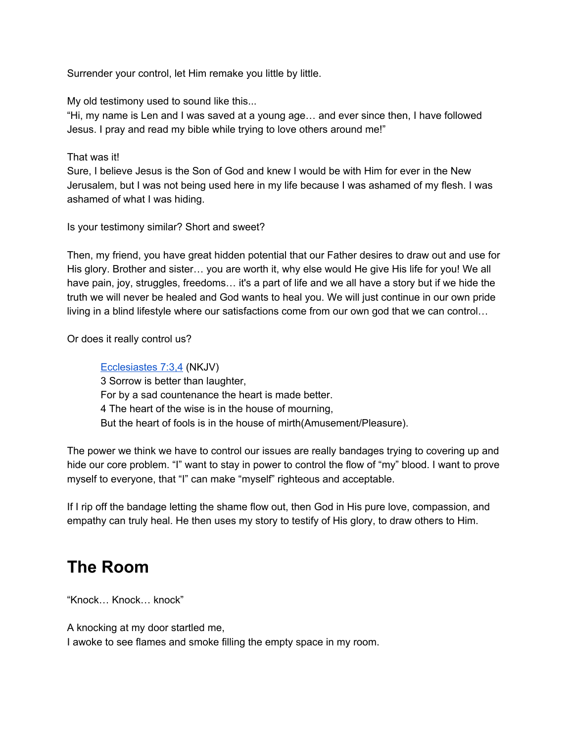Surrender your control, let Him remake you little by little.

My old testimony used to sound like this...
"Hi, my name is Len and I was saved at a young age… and ever since then, I have followed Jesus. I pray and read my bible while trying to love others around me!"

That was it!
Sure, I believe Jesus is the Son of God and knew I would be with Him for ever in the New Jerusalem, but I was not being used here in my life because I was ashamed of my flesh. I was ashamed of what I was hiding.

Is your testimony similar? Short and sweet?

Then, my friend, you have great hidden potential that our Father desires to draw out and use for His glory. Brother and sister… you are worth it, why else would He give His life for you! We all have pain, joy, struggles, freedoms… it's a part of life and we all have a story but if we hide the truth we will never be healed and God wants to heal you. We will just continue in our own pride living in a blind lifestyle where our satisfactions come from our own god that we can control…

Or does it really control us?

> Ecclesiastes 7:3,4 (NKJV)
> 3 Sorrow is better than laughter,
> For by a sad countenance the heart is made better.
> 4 The heart of the wise is in the house of mourning,
> But the heart of fools is in the house of mirth(Amusement/Pleasure).

The power we think we have to control our issues are really bandages trying to covering up and hide our core problem. "I" want to stay in power to control the flow of "my" blood. I want to prove myself to everyone, that "I" can make "myself" righteous and acceptable.

If I rip off the bandage letting the shame flow out, then God in His pure love, compassion, and empathy can truly heal. He then uses my story to testify of His glory, to draw others to Him.

# The Room

"Knock… Knock… knock"

A knocking at my door startled me,
I awoke to see flames and smoke filling the empty space in my room.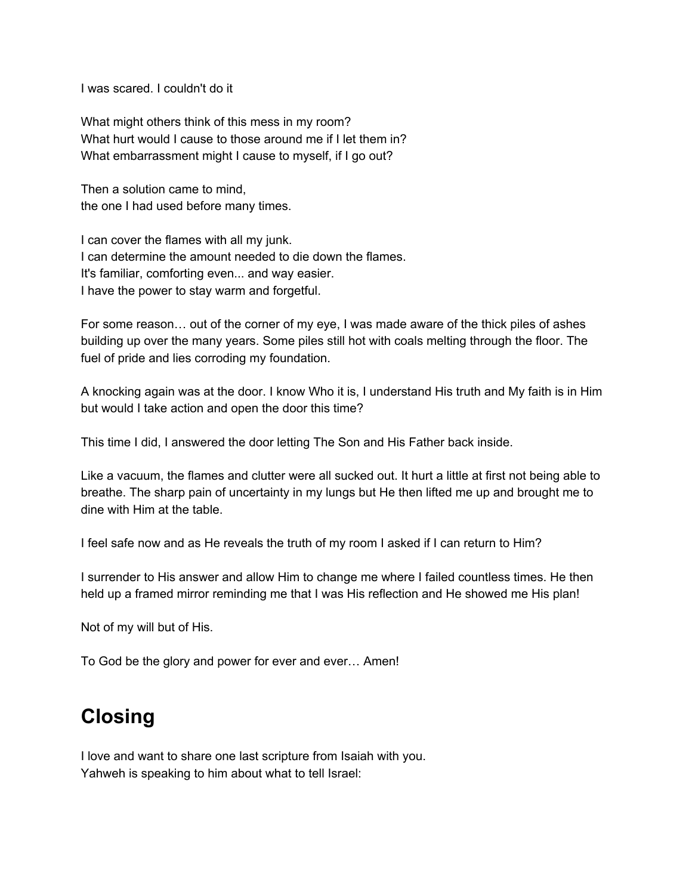I was scared. I couldn't do it

What might others think of this mess in my room?
What hurt would I cause to those around me if I let them in?
What embarrassment might I cause to myself, if I go out?

Then a solution came to mind,
the one I had used before many times.

I can cover the flames with all my junk.
I can determine the amount needed to die down the flames.
It's familiar, comforting even... and way easier.
I have the power to stay warm and forgetful.

For some reason… out of the corner of my eye, I was made aware of the thick piles of ashes building up over the many years. Some piles still hot with coals melting through the floor. The fuel of pride and lies corroding my foundation.

A knocking again was at the door. I know Who it is, I understand His truth and My faith is in Him but would I take action and open the door this time?

This time I did, I answered the door letting The Son and His Father back inside.

Like a vacuum, the flames and clutter were all sucked out. It hurt a little at first not being able to breathe. The sharp pain of uncertainty in my lungs but He then lifted me up and brought me to dine with Him at the table.

I feel safe now and as He reveals the truth of my room I asked if I can return to Him?

I surrender to His answer and allow Him to change me where I failed countless times. He then held up a framed mirror reminding me that I was His reflection and He showed me His plan!

Not of my will but of His.

To God be the glory and power for ever and ever… Amen!

## Closing

I love and want to share one last scripture from Isaiah with you.
Yahweh is speaking to him about what to tell Israel: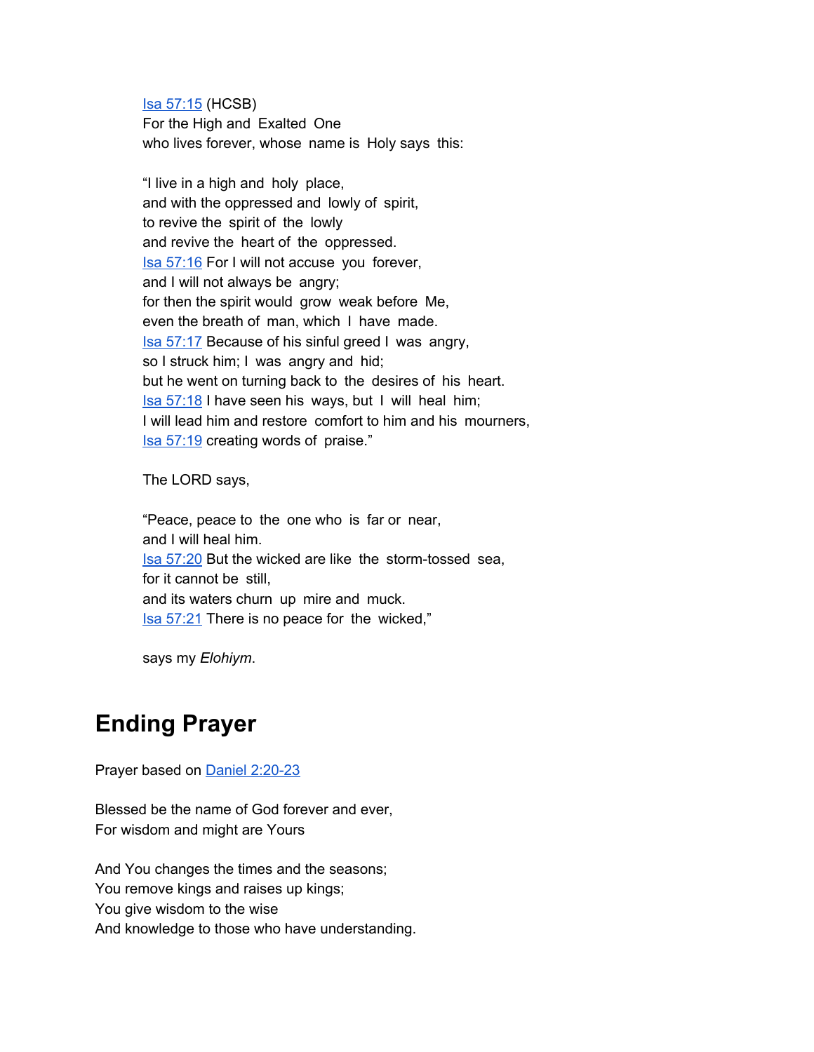[Isa 57:15](#) (HCSB)
For the High and Exalted One
who lives forever, whose name is Holy says this:

"I live in a high and holy place,
and with the oppressed and lowly of spirit,
to revive the spirit of the lowly
and revive the heart of the oppressed.
[Isa 57:16](#) For I will not accuse you forever,
and I will not always be angry;
for then the spirit would grow weak before Me,
even the breath of man, which I have made.
[Isa 57:17](#) Because of his sinful greed I was angry,
so I struck him; I was angry and hid;
but he went on turning back to the desires of his heart.
[Isa 57:18](#) I have seen his ways, but I will heal him;
I will lead him and restore comfort to him and his mourners,
[Isa 57:19](#) creating words of praise."

The LORD says,

"Peace, peace to the one who is far or near,
and I will heal him.
[Isa 57:20](#) But the wicked are like the storm-tossed sea,
for it cannot be still,
and its waters churn up mire and muck.
[Isa 57:21](#) There is no peace for the wicked,"

says my *Elohiym*.

# Ending Prayer

Prayer based on [Daniel 2:20-23](#)

Blessed be the name of God forever and ever,
For wisdom and might are Yours

And You changes the times and the seasons;
You remove kings and raises up kings;
You give wisdom to the wise
And knowledge to those who have understanding.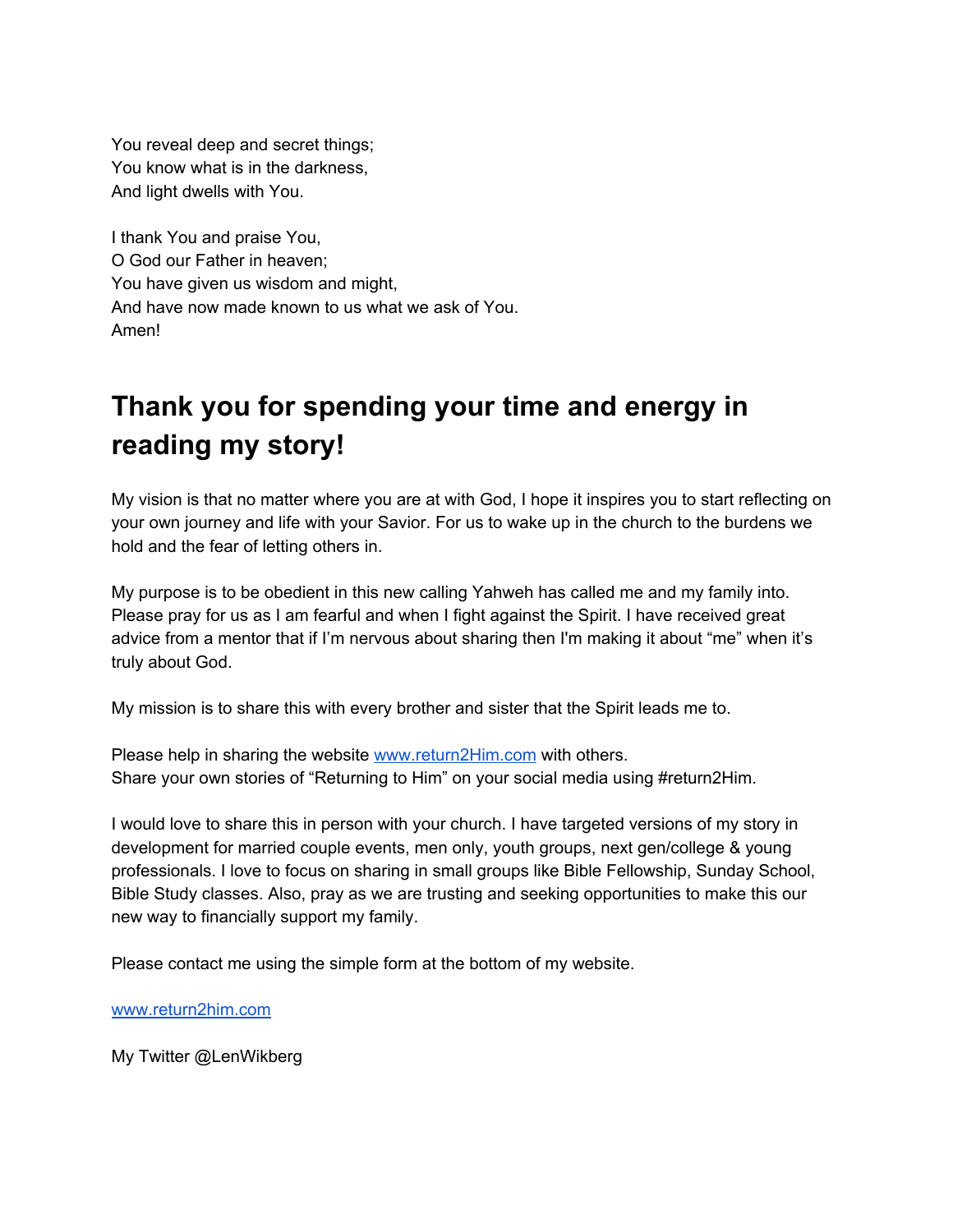You reveal deep and secret things;  
You know what is in the darkness,  
And light dwells with You.

I thank You and praise You,  
O God our Father in heaven;  
You have given us wisdom and might,  
And have now made known to us what we ask of You.  
Amen!

# Thank you for spending your time and energy in reading my story!

My vision is that no matter where you are at with God, I hope it inspires you to start reflecting on your own journey and life with your Savior. For us to wake up in the church to the burdens we hold and the fear of letting others in.

My purpose is to be obedient in this new calling Yahweh has called me and my family into. Please pray for us as I am fearful and when I fight against the Spirit. I have received great advice from a mentor that if I'm nervous about sharing then I'm making it about "me" when it's truly about God.

My mission is to share this with every brother and sister that the Spirit leads me to.

Please help in sharing the website [www.return2Him.com](http://www.return2Him.com) with others.  
Share your own stories of "Returning to Him" on your social media using #return2Him.

I would love to share this in person with your church. I have targeted versions of my story in development for married couple events, men only, youth groups, next gen/college & young professionals. I love to focus on sharing in small groups like Bible Fellowship, Sunday School, Bible Study classes. Also, pray as we are trusting and seeking opportunities to make this our new way to financially support my family.

Please contact me using the simple form at the bottom of my website.

[www.return2him.com](http://www.return2him.com)

My Twitter @LenWikberg